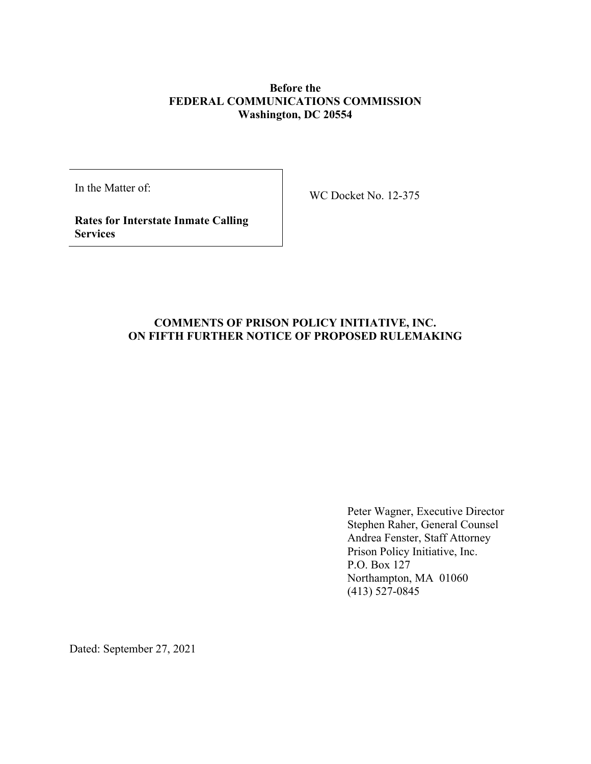**Before the**
**FEDERAL COMMUNICATIONS COMMISSION**
**Washington, DC 20554**

| In the Matter of: | WC Docket No. 12-375 |
|---|---|
| **Rates for Interstate Inmate Calling Services** | |

**COMMENTS OF PRISON POLICY INITIATIVE, INC.**
**ON FIFTH FURTHER NOTICE OF PROPOSED RULEMAKING**

Peter Wagner, Executive Director
Stephen Raher, General Counsel
Andrea Fenster, Staff Attorney
Prison Policy Initiative, Inc.
P.O. Box 127
Northampton, MA 01060
(413) 527-0845

Dated: September 27, 2021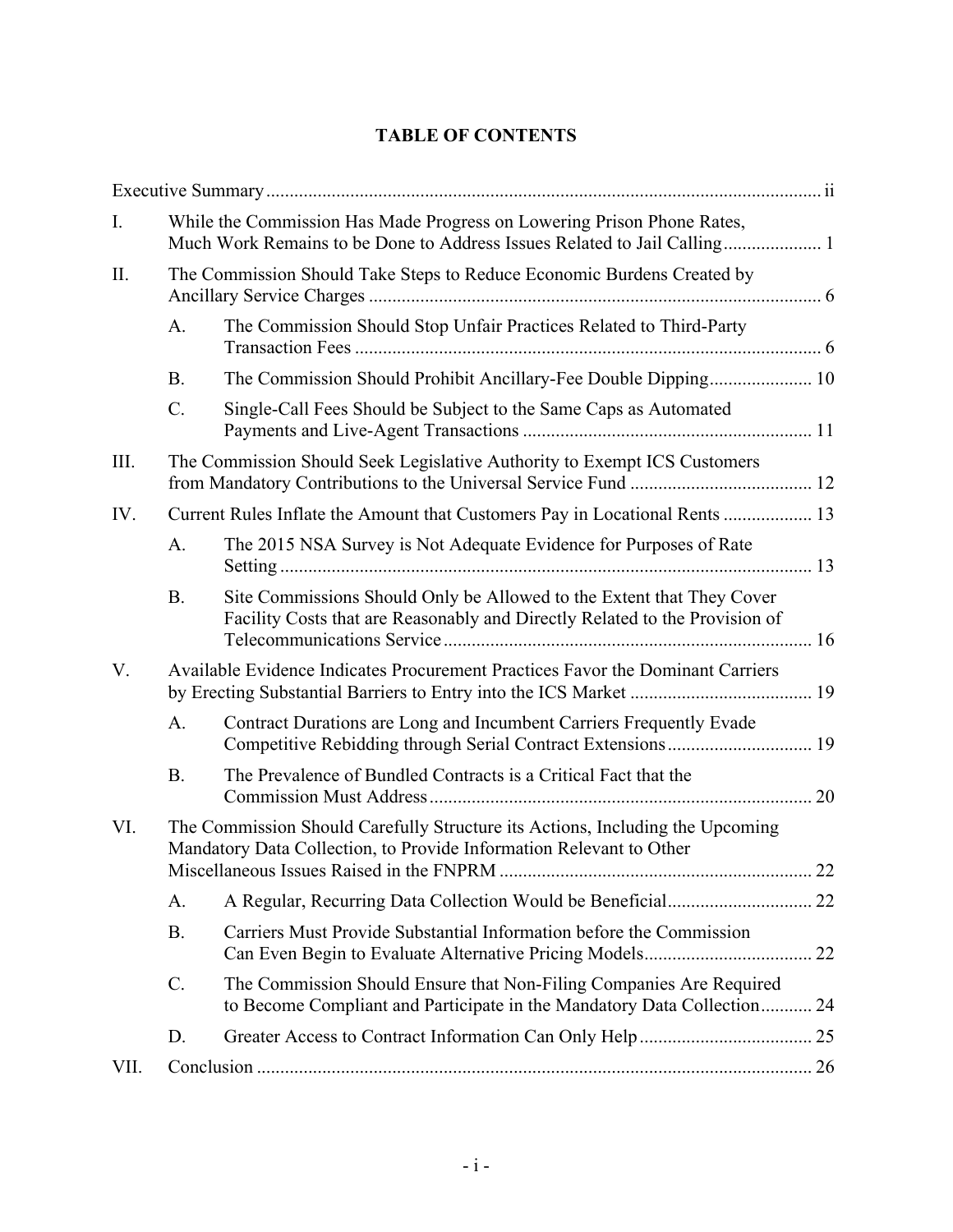**TABLE OF CONTENTS**

| | | |
|---|---|---|
| Executive Summary | | ii |
| I. | While the Commission Has Made Progress on Lowering Prison Phone Rates, Much Work Remains to be Done to Address Issues Related to Jail Calling | 1 |
| II. | The Commission Should Take Steps to Reduce Economic Burdens Created by Ancillary Service Charges | 6 |
| | A. The Commission Should Stop Unfair Practices Related to Third-Party Transaction Fees | 6 |
| | B. The Commission Should Prohibit Ancillary-Fee Double Dipping | 10 |
| | C. Single-Call Fees Should be Subject to the Same Caps as Automated Payments and Live-Agent Transactions | 11 |
| III. | The Commission Should Seek Legislative Authority to Exempt ICS Customers from Mandatory Contributions to the Universal Service Fund | 12 |
| IV. | Current Rules Inflate the Amount that Customers Pay in Locational Rents | 13 |
| | A. The 2015 NSA Survey is Not Adequate Evidence for Purposes of Rate Setting | 13 |
| | B. Site Commissions Should Only be Allowed to the Extent that They Cover Facility Costs that are Reasonably and Directly Related to the Provision of Telecommunications Service | 16 |
| V. | Available Evidence Indicates Procurement Practices Favor the Dominant Carriers by Erecting Substantial Barriers to Entry into the ICS Market | 19 |
| | A. Contract Durations are Long and Incumbent Carriers Frequently Evade Competitive Rebidding through Serial Contract Extensions | 19 |
| | B. The Prevalence of Bundled Contracts is a Critical Fact that the Commission Must Address | 20 |
| VI. | The Commission Should Carefully Structure its Actions, Including the Upcoming Mandatory Data Collection, to Provide Information Relevant to Other Miscellaneous Issues Raised in the FNPRM | 22 |
| | A. A Regular, Recurring Data Collection Would be Beneficial | 22 |
| | B. Carriers Must Provide Substantial Information before the Commission Can Even Begin to Evaluate Alternative Pricing Models | 22 |
| | C. The Commission Should Ensure that Non-Filing Companies Are Required to Become Compliant and Participate in the Mandatory Data Collection | 24 |
| | D. Greater Access to Contract Information Can Only Help | 25 |
| VII. | Conclusion | 26 |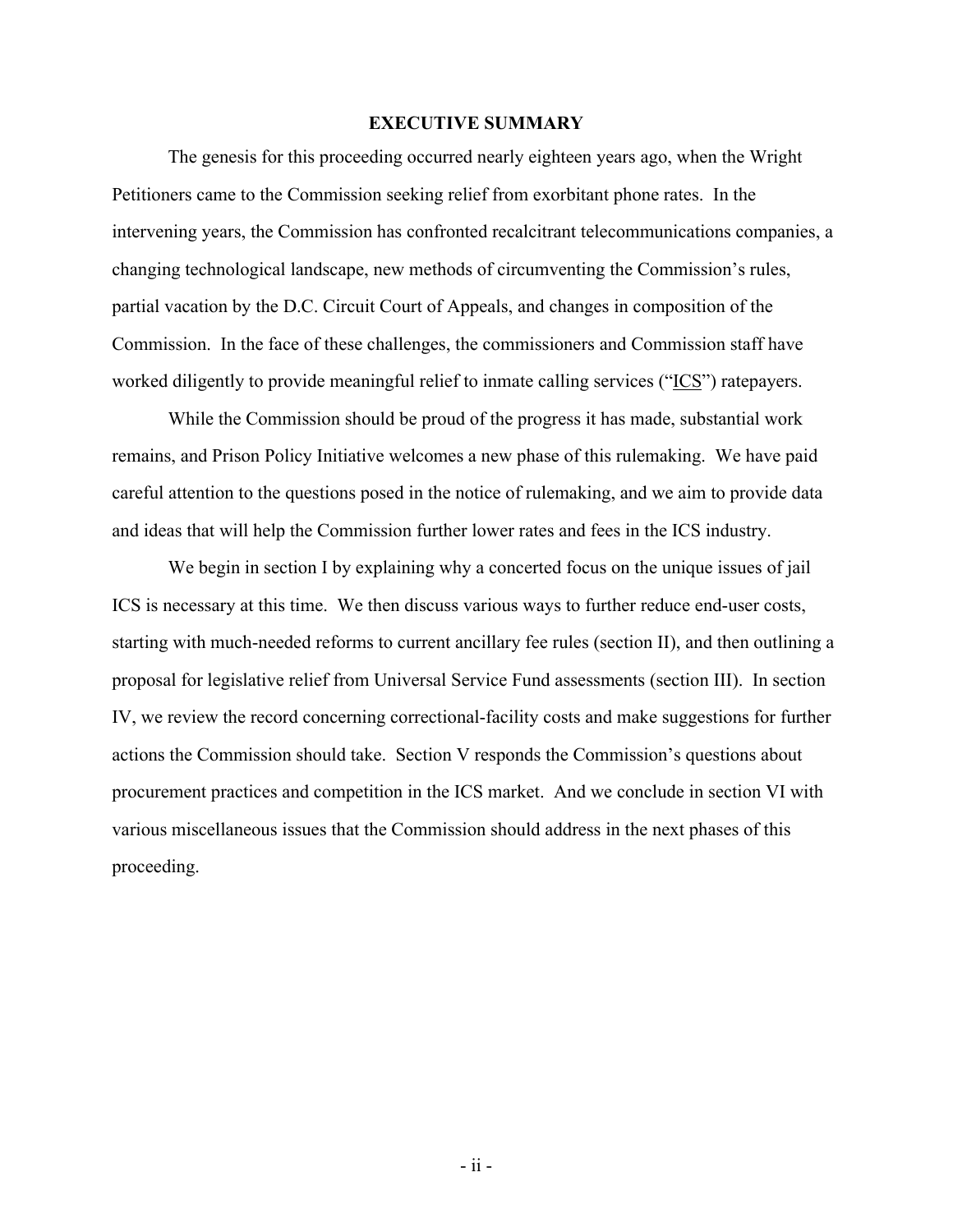## EXECUTIVE SUMMARY

The genesis for this proceeding occurred nearly eighteen years ago, when the Wright Petitioners came to the Commission seeking relief from exorbitant phone rates. In the intervening years, the Commission has confronted recalcitrant telecommunications companies, a changing technological landscape, new methods of circumventing the Commission's rules, partial vacation by the D.C. Circuit Court of Appeals, and changes in composition of the Commission. In the face of these challenges, the commissioners and Commission staff have worked diligently to provide meaningful relief to inmate calling services ("ICS") ratepayers.

While the Commission should be proud of the progress it has made, substantial work remains, and Prison Policy Initiative welcomes a new phase of this rulemaking. We have paid careful attention to the questions posed in the notice of rulemaking, and we aim to provide data and ideas that will help the Commission further lower rates and fees in the ICS industry.

We begin in section I by explaining why a concerted focus on the unique issues of jail ICS is necessary at this time. We then discuss various ways to further reduce end-user costs, starting with much-needed reforms to current ancillary fee rules (section II), and then outlining a proposal for legislative relief from Universal Service Fund assessments (section III). In section IV, we review the record concerning correctional-facility costs and make suggestions for further actions the Commission should take. Section V responds the Commission's questions about procurement practices and competition in the ICS market. And we conclude in section VI with various miscellaneous issues that the Commission should address in the next phases of this proceeding.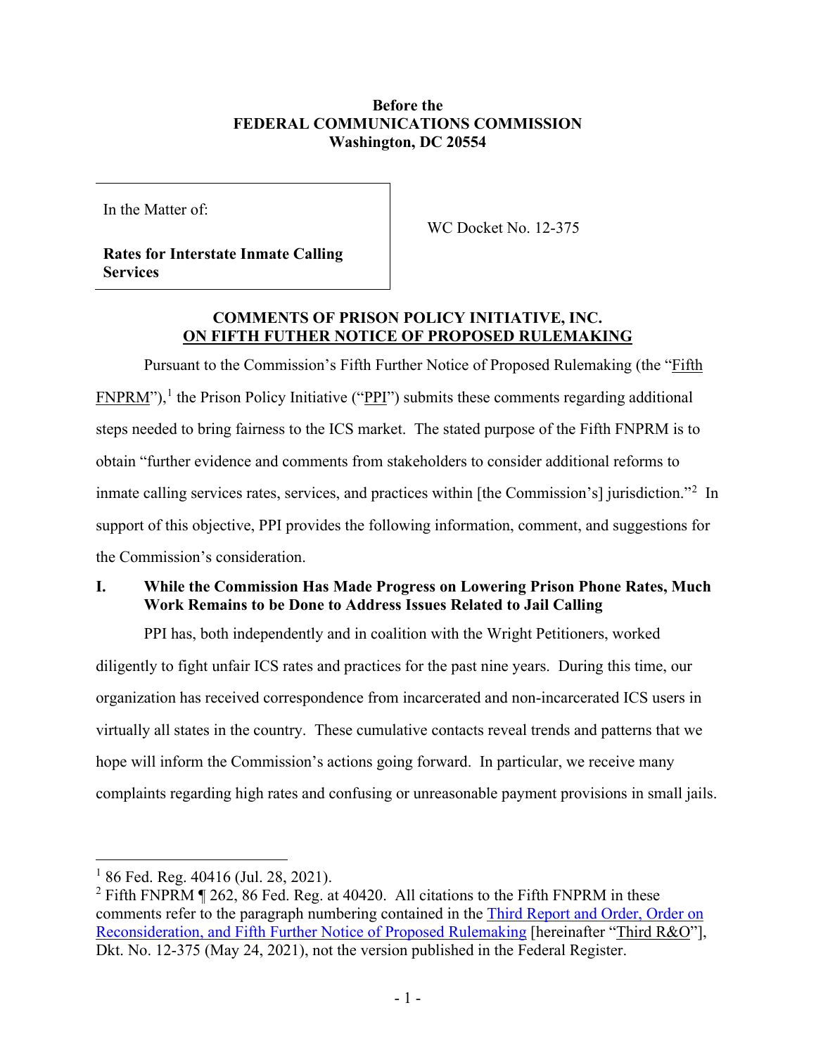**Before the**
**FEDERAL COMMUNICATIONS COMMISSION**
**Washington, DC 20554**

| In the Matter of: **Rates for Interstate Inmate Calling Services** | WC Docket No. 12-375 |
|---|---|

**COMMENTS OF PRISON POLICY INITIATIVE, INC.**
**ON FIFTH FUTHER NOTICE OF PROPOSED RULEMAKING**

Pursuant to the Commission's Fifth Further Notice of Proposed Rulemaking (the "Fifth FNPRM"),[1] the Prison Policy Initiative ("PPI") submits these comments regarding additional steps needed to bring fairness to the ICS market. The stated purpose of the Fifth FNPRM is to obtain "further evidence and comments from stakeholders to consider additional reforms to inmate calling services rates, services, and practices within [the Commission's] jurisdiction."[2] In support of this objective, PPI provides the following information, comment, and suggestions for the Commission's consideration.

## I. While the Commission Has Made Progress on Lowering Prison Phone Rates, Much Work Remains to be Done to Address Issues Related to Jail Calling

PPI has, both independently and in coalition with the Wright Petitioners, worked diligently to fight unfair ICS rates and practices for the past nine years. During this time, our organization has received correspondence from incarcerated and non-incarcerated ICS users in virtually all states in the country. These cumulative contacts reveal trends and patterns that we hope will inform the Commission's actions going forward. In particular, we receive many complaints regarding high rates and confusing or unreasonable payment provisions in small jails.

---

[1] 86 Fed. Reg. 40416 (Jul. 28, 2021).

[2] Fifth FNPRM ¶ 262, 86 Fed. Reg. at 40420. All citations to the Fifth FNPRM in these comments refer to the paragraph numbering contained in the Third Report and Order, Order on Reconsideration, and Fifth Further Notice of Proposed Rulemaking [hereinafter "Third R&O"], Dkt. No. 12-375 (May 24, 2021), not the version published in the Federal Register.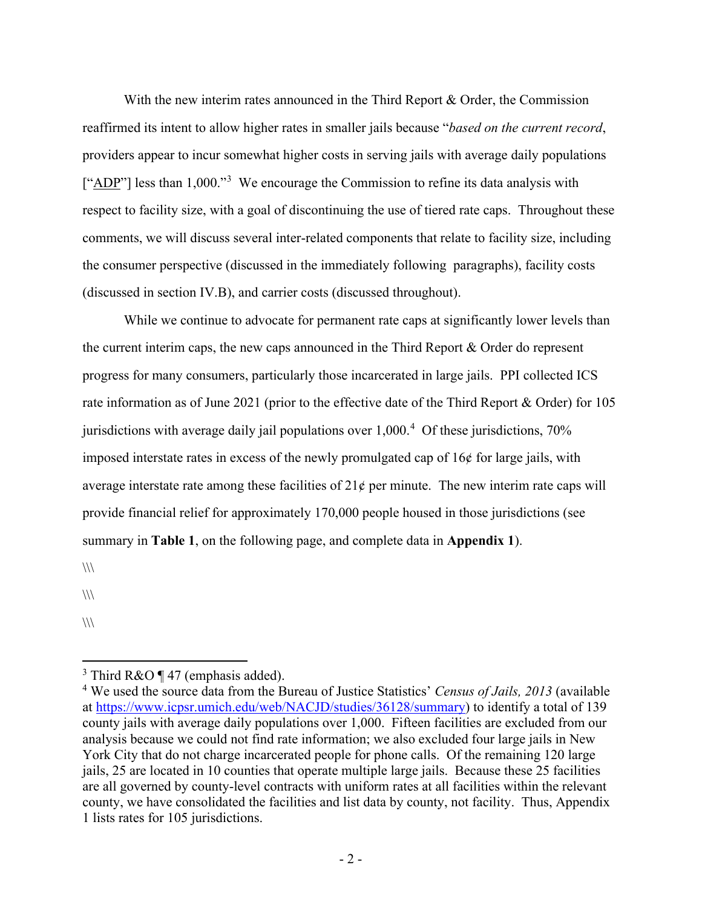With the new interim rates announced in the Third Report & Order, the Commission reaffirmed its intent to allow higher rates in smaller jails because "*based on the current record*, providers appear to incur somewhat higher costs in serving jails with average daily populations ["ADP"] less than 1,000."[3] We encourage the Commission to refine its data analysis with respect to facility size, with a goal of discontinuing the use of tiered rate caps. Throughout these comments, we will discuss several inter-related components that relate to facility size, including the consumer perspective (discussed in the immediately following paragraphs), facility costs (discussed in section IV.B), and carrier costs (discussed throughout).

While we continue to advocate for permanent rate caps at significantly lower levels than the current interim caps, the new caps announced in the Third Report & Order do represent progress for many consumers, particularly those incarcerated in large jails. PPI collected ICS rate information as of June 2021 (prior to the effective date of the Third Report & Order) for 105 jurisdictions with average daily jail populations over 1,000.[4] Of these jurisdictions, 70% imposed interstate rates in excess of the newly promulgated cap of 16¢ for large jails, with average interstate rate among these facilities of 21¢ per minute. The new interim rate caps will provide financial relief for approximately 170,000 people housed in those jurisdictions (see summary in **Table 1**, on the following page, and complete data in **Appendix 1**).

\\\

\\\

\\\

---

[3] Third R&O ¶ 47 (emphasis added).

[4] We used the source data from the Bureau of Justice Statistics' *Census of Jails, 2013* (available at https://www.icpsr.umich.edu/web/NACJD/studies/36128/summary) to identify a total of 139 county jails with average daily populations over 1,000. Fifteen facilities are excluded from our analysis because we could not find rate information; we also excluded four large jails in New York City that do not charge incarcerated people for phone calls. Of the remaining 120 large jails, 25 are located in 10 counties that operate multiple large jails. Because these 25 facilities are all governed by county-level contracts with uniform rates at all facilities within the relevant county, we have consolidated the facilities and list data by county, not facility. Thus, Appendix 1 lists rates for 105 jurisdictions.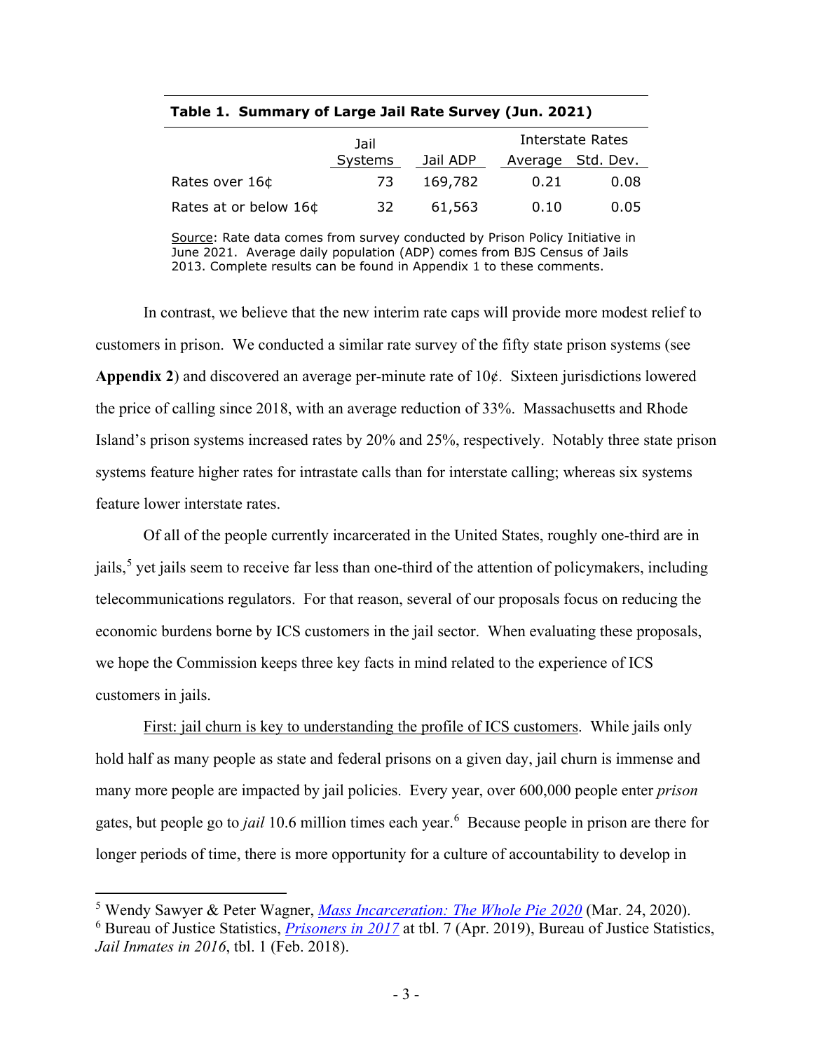**Table 1. Summary of Large Jail Rate Survey (Jun. 2021)**

| | Jail Systems | Jail ADP | Interstate Rates | |
|---|---|---|---|---|
| | | | Average | Std. Dev. |
| Rates over 16¢ | 73 | 169,782 | 0.21 | 0.08 |
| Rates at or below 16¢ | 32 | 61,563 | 0.10 | 0.05 |

Source: Rate data comes from survey conducted by Prison Policy Initiative in June 2021. Average daily population (ADP) comes from BJS Census of Jails 2013. Complete results can be found in Appendix 1 to these comments.

In contrast, we believe that the new interim rate caps will provide more modest relief to customers in prison. We conducted a similar rate survey of the fifty state prison systems (see **Appendix 2**) and discovered an average per-minute rate of 10¢. Sixteen jurisdictions lowered the price of calling since 2018, with an average reduction of 33%. Massachusetts and Rhode Island's prison systems increased rates by 20% and 25%, respectively. Notably three state prison systems feature higher rates for intrastate calls than for interstate calling; whereas six systems feature lower interstate rates.

Of all of the people currently incarcerated in the United States, roughly one-third are in jails,[5] yet jails seem to receive far less than one-third of the attention of policymakers, including telecommunications regulators. For that reason, several of our proposals focus on reducing the economic burdens borne by ICS customers in the jail sector. When evaluating these proposals, we hope the Commission keeps three key facts in mind related to the experience of ICS customers in jails.

First: jail churn is key to understanding the profile of ICS customers. While jails only hold half as many people as state and federal prisons on a given day, jail churn is immense and many more people are impacted by jail policies. Every year, over 600,000 people enter *prison* gates, but people go to *jail* 10.6 million times each year.[6] Because people in prison are there for longer periods of time, there is more opportunity for a culture of accountability to develop in

[5] Wendy Sawyer & Peter Wagner, *Mass Incarceration: The Whole Pie 2020* (Mar. 24, 2020).

[6] Bureau of Justice Statistics, *Prisoners in 2017* at tbl. 7 (Apr. 2019), Bureau of Justice Statistics, *Jail Inmates in 2016*, tbl. 1 (Feb. 2018).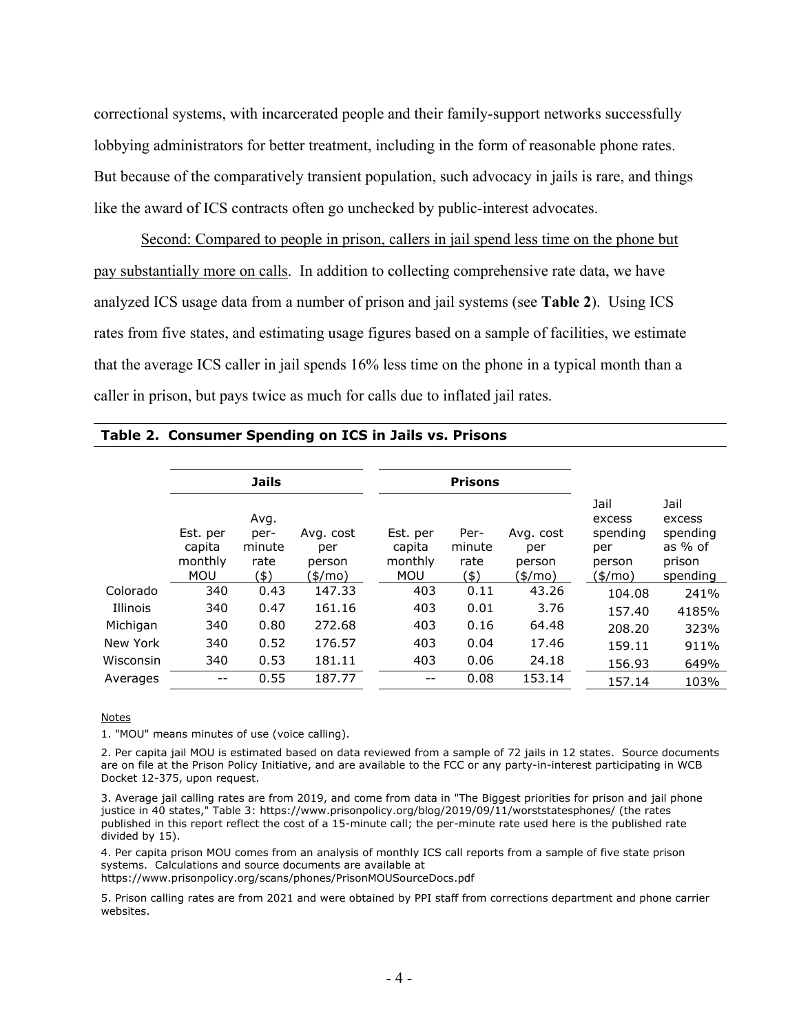correctional systems, with incarcerated people and their family-support networks successfully lobbying administrators for better treatment, including in the form of reasonable phone rates. But because of the comparatively transient population, such advocacy in jails is rare, and things like the award of ICS contracts often go unchecked by public-interest advocates.

Second: Compared to people in prison, callers in jail spend less time on the phone but pay substantially more on calls. In addition to collecting comprehensive rate data, we have analyzed ICS usage data from a number of prison and jail systems (see **Table 2**). Using ICS rates from five states, and estimating usage figures based on a sample of facilities, we estimate that the average ICS caller in jail spends 16% less time on the phone in a typical month than a caller in prison, but pays twice as much for calls due to inflated jail rates.

**Table 2. Consumer Spending on ICS in Jails vs. Prisons**

| | Jails | | | Prisons | | | | |
|---|---|---|---|---|---|---|---|---|
| | Est. per capita monthly MOU | Avg. per-minute rate ($) | Avg. cost per person ($/mo) | Est. per capita monthly MOU | Per-minute rate ($) | Avg. cost per person ($/mo) | Jail excess spending per person ($/mo) | Jail excess spending as % of prison spending |
| Colorado | 340 | 0.43 | 147.33 | 403 | 0.11 | 43.26 | 104.08 | 241% |
| Illinois | 340 | 0.47 | 161.16 | 403 | 0.01 | 3.76 | 157.40 | 4185% |
| Michigan | 340 | 0.80 | 272.68 | 403 | 0.16 | 64.48 | 208.20 | 323% |
| New York | 340 | 0.52 | 176.57 | 403 | 0.04 | 17.46 | 159.11 | 911% |
| Wisconsin | 340 | 0.53 | 181.11 | 403 | 0.06 | 24.18 | 156.93 | 649% |
| Averages | -- | 0.55 | 187.77 | -- | 0.08 | 153.14 | 157.14 | 103% |

Notes

1. "MOU" means minutes of use (voice calling).

2. Per capita jail MOU is estimated based on data reviewed from a sample of 72 jails in 12 states. Source documents are on file at the Prison Policy Initiative, and are available to the FCC or any party-in-interest participating in WCB Docket 12-375, upon request.

3. Average jail calling rates are from 2019, and come from data in "The Biggest priorities for prison and jail phone justice in 40 states," Table 3: https://www.prisonpolicy.org/blog/2019/09/11/worststatesphones/ (the rates published in this report reflect the cost of a 15-minute call; the per-minute rate used here is the published rate divided by 15).

4. Per capita prison MOU comes from an analysis of monthly ICS call reports from a sample of five state prison systems. Calculations and source documents are available at https://www.prisonpolicy.org/scans/phones/PrisonMOUSourceDocs.pdf

5. Prison calling rates are from 2021 and were obtained by PPI staff from corrections department and phone carrier websites.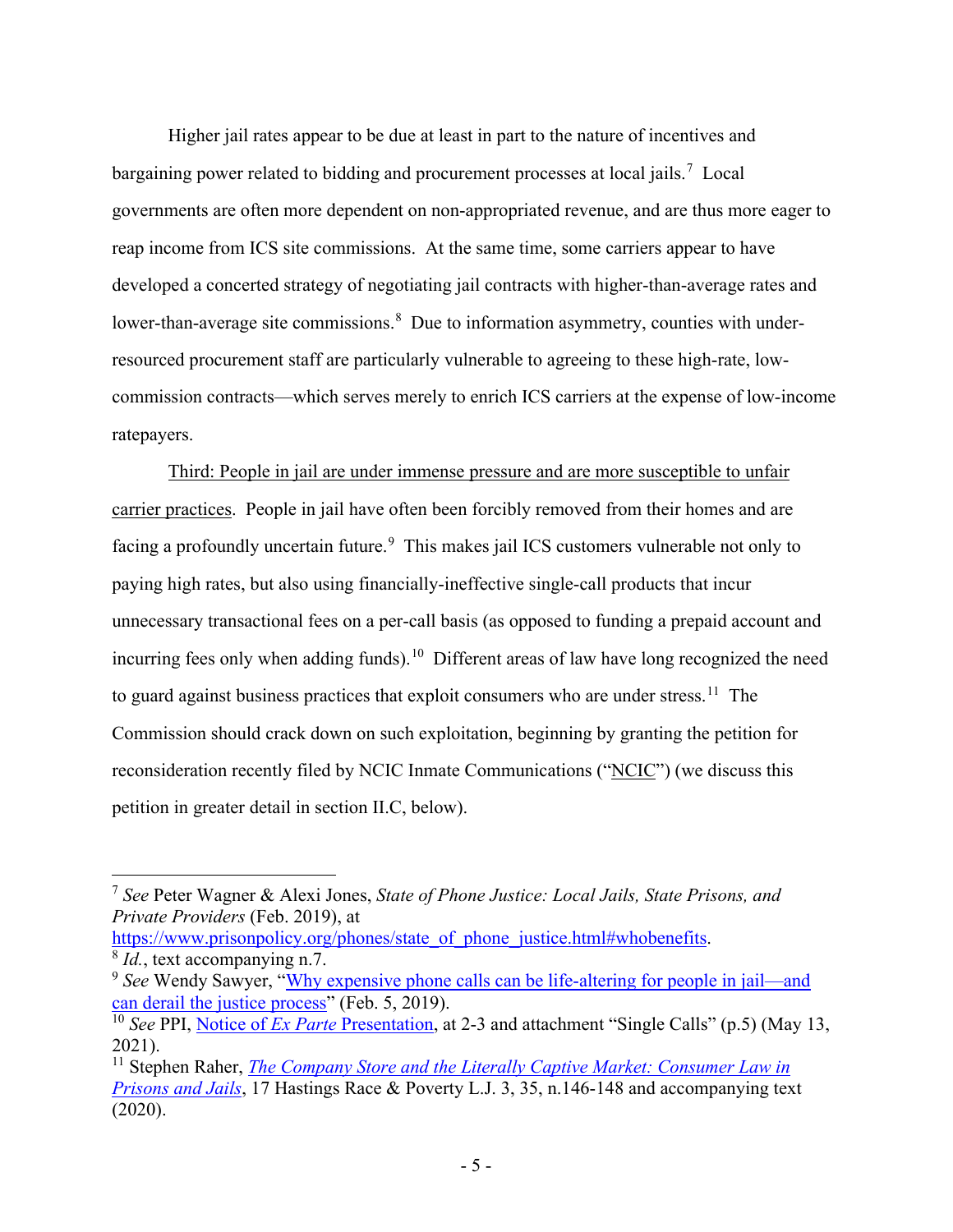Higher jail rates appear to be due at least in part to the nature of incentives and bargaining power related to bidding and procurement processes at local jails.[7] Local governments are often more dependent on non-appropriated revenue, and are thus more eager to reap income from ICS site commissions. At the same time, some carriers appear to have developed a concerted strategy of negotiating jail contracts with higher-than-average rates and lower-than-average site commissions.[8] Due to information asymmetry, counties with under-resourced procurement staff are particularly vulnerable to agreeing to these high-rate, low-commission contracts—which serves merely to enrich ICS carriers at the expense of low-income ratepayers.

<u>Third: People in jail are under immense pressure and are more susceptible to unfair carrier practices</u>. People in jail have often been forcibly removed from their homes and are facing a profoundly uncertain future.[9] This makes jail ICS customers vulnerable not only to paying high rates, but also using financially-ineffective single-call products that incur unnecessary transactional fees on a per-call basis (as opposed to funding a prepaid account and incurring fees only when adding funds).[10] Different areas of law have long recognized the need to guard against business practices that exploit consumers who are under stress.[11] The Commission should crack down on such exploitation, beginning by granting the petition for reconsideration recently filed by NCIC Inmate Communications ("<u>NCIC</u>") (we discuss this petition in greater detail in section II.C, below).

---

[7] *See* Peter Wagner & Alexi Jones, *State of Phone Justice: Local Jails, State Prisons, and Private Providers* (Feb. 2019), at https://www.prisonpolicy.org/phones/state_of_phone_justice.html#whobenefits.

[8] *Id.*, text accompanying n.7.

[9] *See* Wendy Sawyer, "Why expensive phone calls can be life-altering for people in jail—and can derail the justice process" (Feb. 5, 2019).

[10] *See* PPI, Notice of *Ex Parte* Presentation, at 2-3 and attachment "Single Calls" (p.5) (May 13, 2021).

[11] Stephen Raher, *The Company Store and the Literally Captive Market: Consumer Law in Prisons and Jails*, 17 Hastings Race & Poverty L.J. 3, 35, n.146-148 and accompanying text (2020).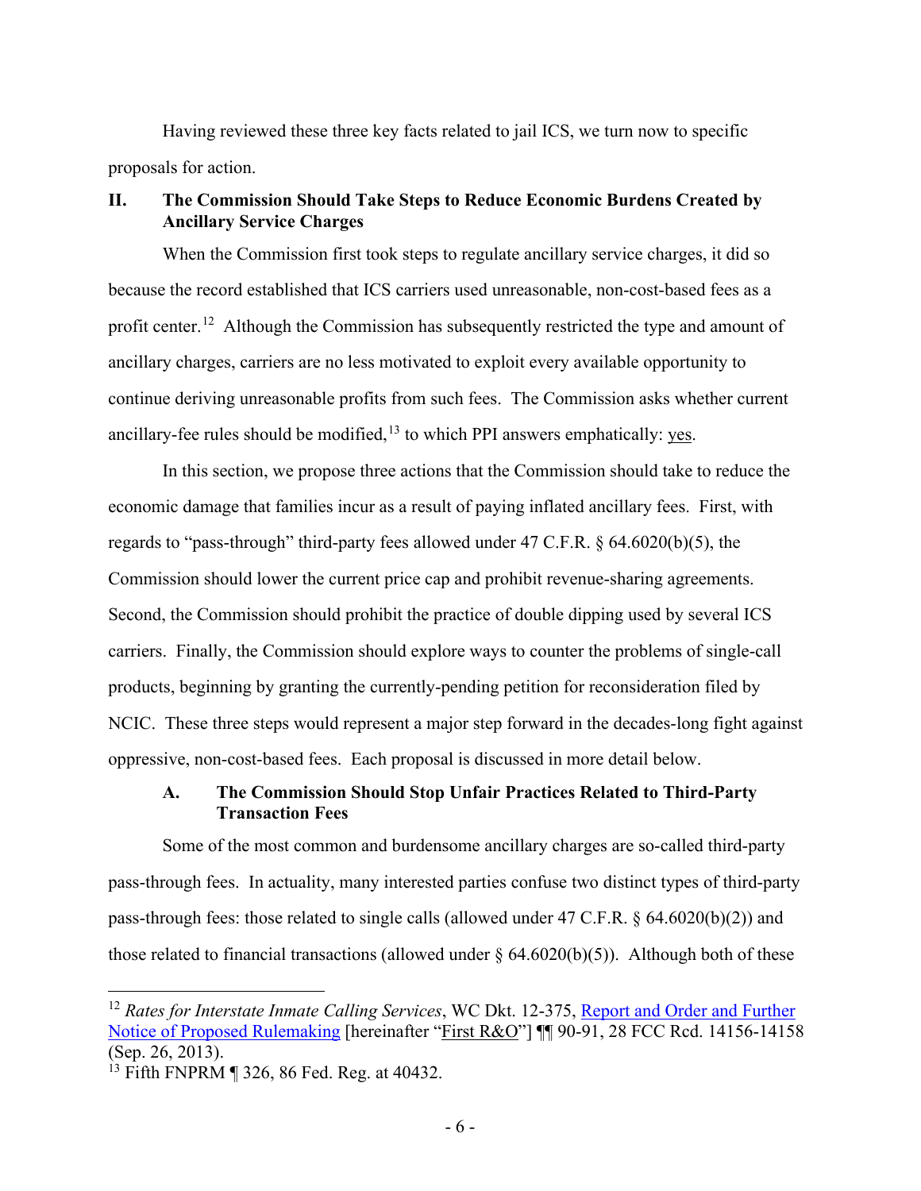Having reviewed these three key facts related to jail ICS, we turn now to specific proposals for action.

## II. The Commission Should Take Steps to Reduce Economic Burdens Created by Ancillary Service Charges

When the Commission first took steps to regulate ancillary service charges, it did so because the record established that ICS carriers used unreasonable, non-cost-based fees as a profit center.[12] Although the Commission has subsequently restricted the type and amount of ancillary charges, carriers are no less motivated to exploit every available opportunity to continue deriving unreasonable profits from such fees. The Commission asks whether current ancillary-fee rules should be modified,[13] to which PPI answers emphatically: yes.

In this section, we propose three actions that the Commission should take to reduce the economic damage that families incur as a result of paying inflated ancillary fees. First, with regards to "pass-through" third-party fees allowed under 47 C.F.R. § 64.6020(b)(5), the Commission should lower the current price cap and prohibit revenue-sharing agreements. Second, the Commission should prohibit the practice of double dipping used by several ICS carriers. Finally, the Commission should explore ways to counter the problems of single-call products, beginning by granting the currently-pending petition for reconsideration filed by NCIC. These three steps would represent a major step forward in the decades-long fight against oppressive, non-cost-based fees. Each proposal is discussed in more detail below.

### A. The Commission Should Stop Unfair Practices Related to Third-Party Transaction Fees

Some of the most common and burdensome ancillary charges are so-called third-party pass-through fees. In actuality, many interested parties confuse two distinct types of third-party pass-through fees: those related to single calls (allowed under 47 C.F.R. § 64.6020(b)(2)) and those related to financial transactions (allowed under § 64.6020(b)(5)). Although both of these

---

[12] *Rates for Interstate Inmate Calling Services*, WC Dkt. 12-375, Report and Order and Further Notice of Proposed Rulemaking [hereinafter "First R&O"] ¶¶ 90-91, 28 FCC Rcd. 14156-14158 (Sep. 26, 2013).

[13] Fifth FNPRM ¶ 326, 86 Fed. Reg. at 40432.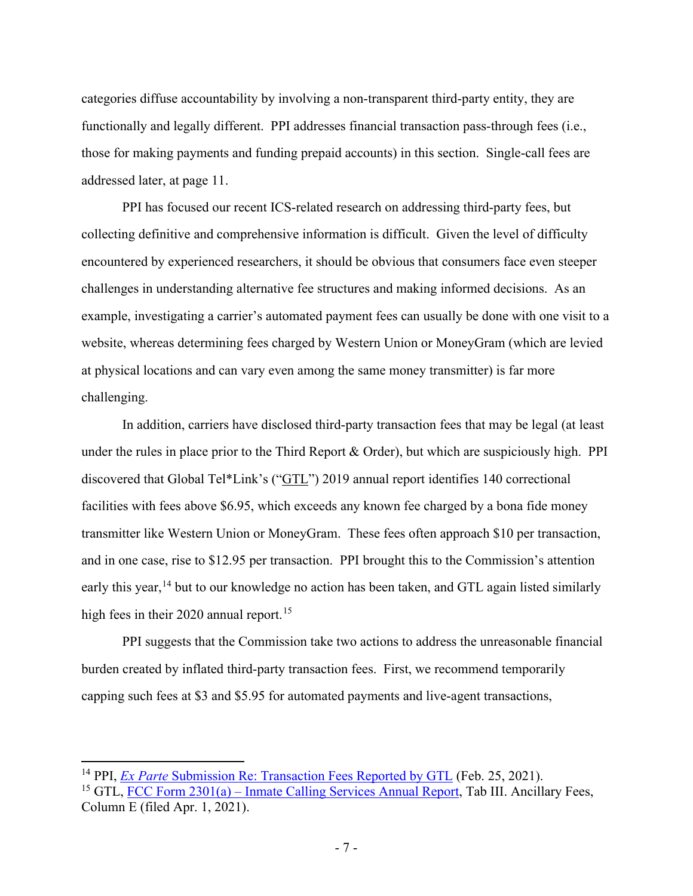categories diffuse accountability by involving a non-transparent third-party entity, they are functionally and legally different. PPI addresses financial transaction pass-through fees (i.e., those for making payments and funding prepaid accounts) in this section. Single-call fees are addressed later, at page 11.

PPI has focused our recent ICS-related research on addressing third-party fees, but collecting definitive and comprehensive information is difficult. Given the level of difficulty encountered by experienced researchers, it should be obvious that consumers face even steeper challenges in understanding alternative fee structures and making informed decisions. As an example, investigating a carrier's automated payment fees can usually be done with one visit to a website, whereas determining fees charged by Western Union or MoneyGram (which are levied at physical locations and can vary even among the same money transmitter) is far more challenging.

In addition, carriers have disclosed third-party transaction fees that may be legal (at least under the rules in place prior to the Third Report & Order), but which are suspiciously high. PPI discovered that Global Tel*Link's ("GTL") 2019 annual report identifies 140 correctional facilities with fees above $6.95, which exceeds any known fee charged by a bona fide money transmitter like Western Union or MoneyGram. These fees often approach $10 per transaction, and in one case, rise to $12.95 per transaction. PPI brought this to the Commission's attention early this year,[14] but to our knowledge no action has been taken, and GTL again listed similarly high fees in their 2020 annual report.[15]

PPI suggests that the Commission take two actions to address the unreasonable financial burden created by inflated third-party transaction fees. First, we recommend temporarily capping such fees at $3 and $5.95 for automated payments and live-agent transactions,

---

[14] PPI, *Ex Parte* Submission Re: Transaction Fees Reported by GTL (Feb. 25, 2021).

[15] GTL, FCC Form 2301(a) – Inmate Calling Services Annual Report, Tab III. Ancillary Fees, Column E (filed Apr. 1, 2021).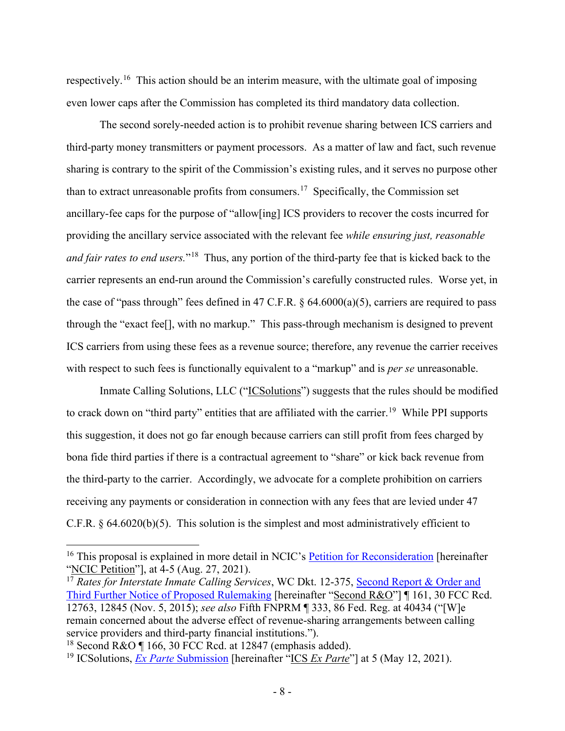respectively.[16] This action should be an interim measure, with the ultimate goal of imposing even lower caps after the Commission has completed its third mandatory data collection.

The second sorely-needed action is to prohibit revenue sharing between ICS carriers and third-party money transmitters or payment processors. As a matter of law and fact, such revenue sharing is contrary to the spirit of the Commission's existing rules, and it serves no purpose other than to extract unreasonable profits from consumers.[17] Specifically, the Commission set ancillary-fee caps for the purpose of "allow[ing] ICS providers to recover the costs incurred for providing the ancillary service associated with the relevant fee *while ensuring just, reasonable and fair rates to end users.*"[18] Thus, any portion of the third-party fee that is kicked back to the carrier represents an end-run around the Commission's carefully constructed rules. Worse yet, in the case of "pass through" fees defined in 47 C.F.R. § 64.6000(a)(5), carriers are required to pass through the "exact fee[], with no markup." This pass-through mechanism is designed to prevent ICS carriers from using these fees as a revenue source; therefore, any revenue the carrier receives with respect to such fees is functionally equivalent to a "markup" and is *per se* unreasonable.

Inmate Calling Solutions, LLC ("ICSolutions") suggests that the rules should be modified to crack down on "third party" entities that are affiliated with the carrier.[19] While PPI supports this suggestion, it does not go far enough because carriers can still profit from fees charged by bona fide third parties if there is a contractual agreement to "share" or kick back revenue from the third-party to the carrier. Accordingly, we advocate for a complete prohibition on carriers receiving any payments or consideration in connection with any fees that are levied under 47 C.F.R. § 64.6020(b)(5). This solution is the simplest and most administratively efficient to

---

[16] This proposal is explained in more detail in NCIC's Petition for Reconsideration [hereinafter "NCIC Petition"], at 4-5 (Aug. 27, 2021).

[17] *Rates for Interstate Inmate Calling Services*, WC Dkt. 12-375, Second Report & Order and Third Further Notice of Proposed Rulemaking [hereinafter "Second R&O"] ¶ 161, 30 FCC Rcd. 12763, 12845 (Nov. 5, 2015); *see also* Fifth FNPRM ¶ 333, 86 Fed. Reg. at 40434 ("[W]e remain concerned about the adverse effect of revenue-sharing arrangements between calling service providers and third-party financial institutions.").

[18] Second R&O ¶ 166, 30 FCC Rcd. at 12847 (emphasis added).

[19] ICSolutions, *Ex Parte* Submission [hereinafter "ICS *Ex Parte*"] at 5 (May 12, 2021).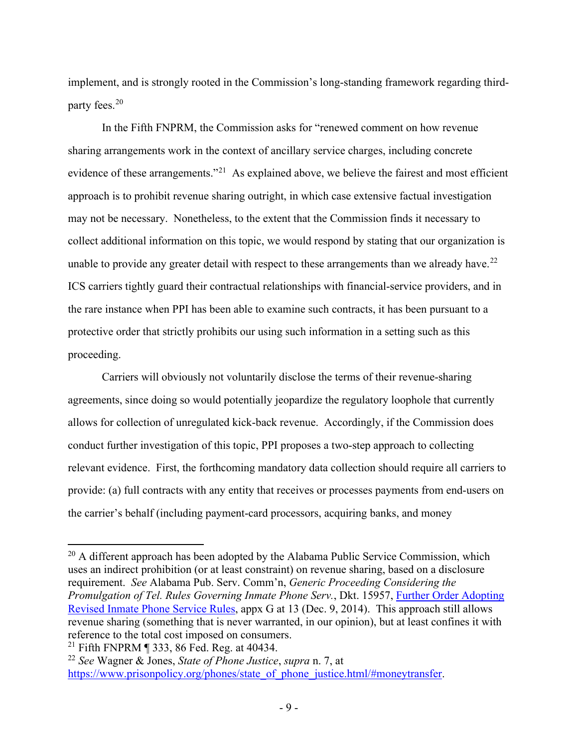implement, and is strongly rooted in the Commission's long-standing framework regarding third-party fees.[20]

In the Fifth FNPRM, the Commission asks for "renewed comment on how revenue sharing arrangements work in the context of ancillary service charges, including concrete evidence of these arrangements."[21] As explained above, we believe the fairest and most efficient approach is to prohibit revenue sharing outright, in which case extensive factual investigation may not be necessary. Nonetheless, to the extent that the Commission finds it necessary to collect additional information on this topic, we would respond by stating that our organization is unable to provide any greater detail with respect to these arrangements than we already have.[22] ICS carriers tightly guard their contractual relationships with financial-service providers, and in the rare instance when PPI has been able to examine such contracts, it has been pursuant to a protective order that strictly prohibits our using such information in a setting such as this proceeding.

Carriers will obviously not voluntarily disclose the terms of their revenue-sharing agreements, since doing so would potentially jeopardize the regulatory loophole that currently allows for collection of unregulated kick-back revenue. Accordingly, if the Commission does conduct further investigation of this topic, PPI proposes a two-step approach to collecting relevant evidence. First, the forthcoming mandatory data collection should require all carriers to provide: (a) full contracts with any entity that receives or processes payments from end-users on the carrier's behalf (including payment-card processors, acquiring banks, and money

---

[20] A different approach has been adopted by the Alabama Public Service Commission, which uses an indirect prohibition (or at least constraint) on revenue sharing, based on a disclosure requirement. *See* Alabama Pub. Serv. Comm'n, *Generic Proceeding Considering the Promulgation of Tel. Rules Governing Inmate Phone Serv.*, Dkt. 15957, [Further Order Adopting Revised Inmate Phone Service Rules](), appx G at 13 (Dec. 9, 2014). This approach still allows revenue sharing (something that is never warranted, in our opinion), but at least confines it with reference to the total cost imposed on consumers.

[21] Fifth FNPRM ¶ 333, 86 Fed. Reg. at 40434.

[22] *See* Wagner & Jones, *State of Phone Justice*, *supra* n. 7, at https://www.prisonpolicy.org/phones/state_of_phone_justice.html/#moneytransfer.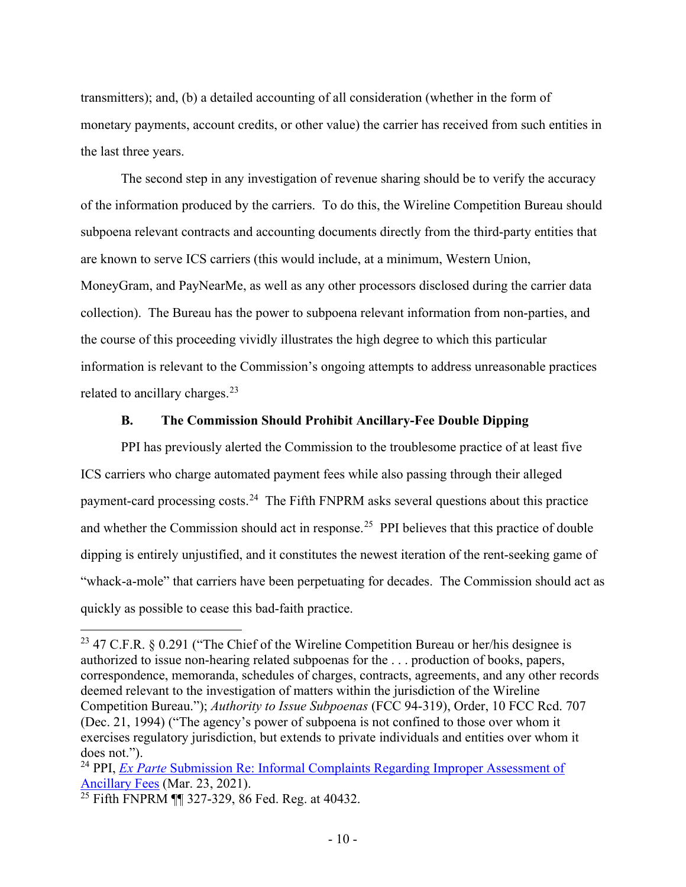transmitters); and, (b) a detailed accounting of all consideration (whether in the form of monetary payments, account credits, or other value) the carrier has received from such entities in the last three years.

The second step in any investigation of revenue sharing should be to verify the accuracy of the information produced by the carriers. To do this, the Wireline Competition Bureau should subpoena relevant contracts and accounting documents directly from the third-party entities that are known to serve ICS carriers (this would include, at a minimum, Western Union, MoneyGram, and PayNearMe, as well as any other processors disclosed during the carrier data collection). The Bureau has the power to subpoena relevant information from non-parties, and the course of this proceeding vividly illustrates the high degree to which this particular information is relevant to the Commission's ongoing attempts to address unreasonable practices related to ancillary charges.[23]

### B. The Commission Should Prohibit Ancillary-Fee Double Dipping

PPI has previously alerted the Commission to the troublesome practice of at least five ICS carriers who charge automated payment fees while also passing through their alleged payment-card processing costs.[24] The Fifth FNPRM asks several questions about this practice and whether the Commission should act in response.[25] PPI believes that this practice of double dipping is entirely unjustified, and it constitutes the newest iteration of the rent-seeking game of "whack-a-mole" that carriers have been perpetuating for decades. The Commission should act as quickly as possible to cease this bad-faith practice.

---

[23] 47 C.F.R. § 0.291 ("The Chief of the Wireline Competition Bureau or her/his designee is authorized to issue non-hearing related subpoenas for the . . . production of books, papers, correspondence, memoranda, schedules of charges, contracts, agreements, and any other records deemed relevant to the investigation of matters within the jurisdiction of the Wireline Competition Bureau."); *Authority to Issue Subpoenas* (FCC 94-319), Order, 10 FCC Rcd. 707 (Dec. 21, 1994) ("The agency's power of subpoena is not confined to those over whom it exercises regulatory jurisdiction, but extends to private individuals and entities over whom it does not.").

[24] PPI, *Ex Parte* Submission Re: Informal Complaints Regarding Improper Assessment of Ancillary Fees (Mar. 23, 2021).

[25] Fifth FNPRM ¶¶ 327-329, 86 Fed. Reg. at 40432.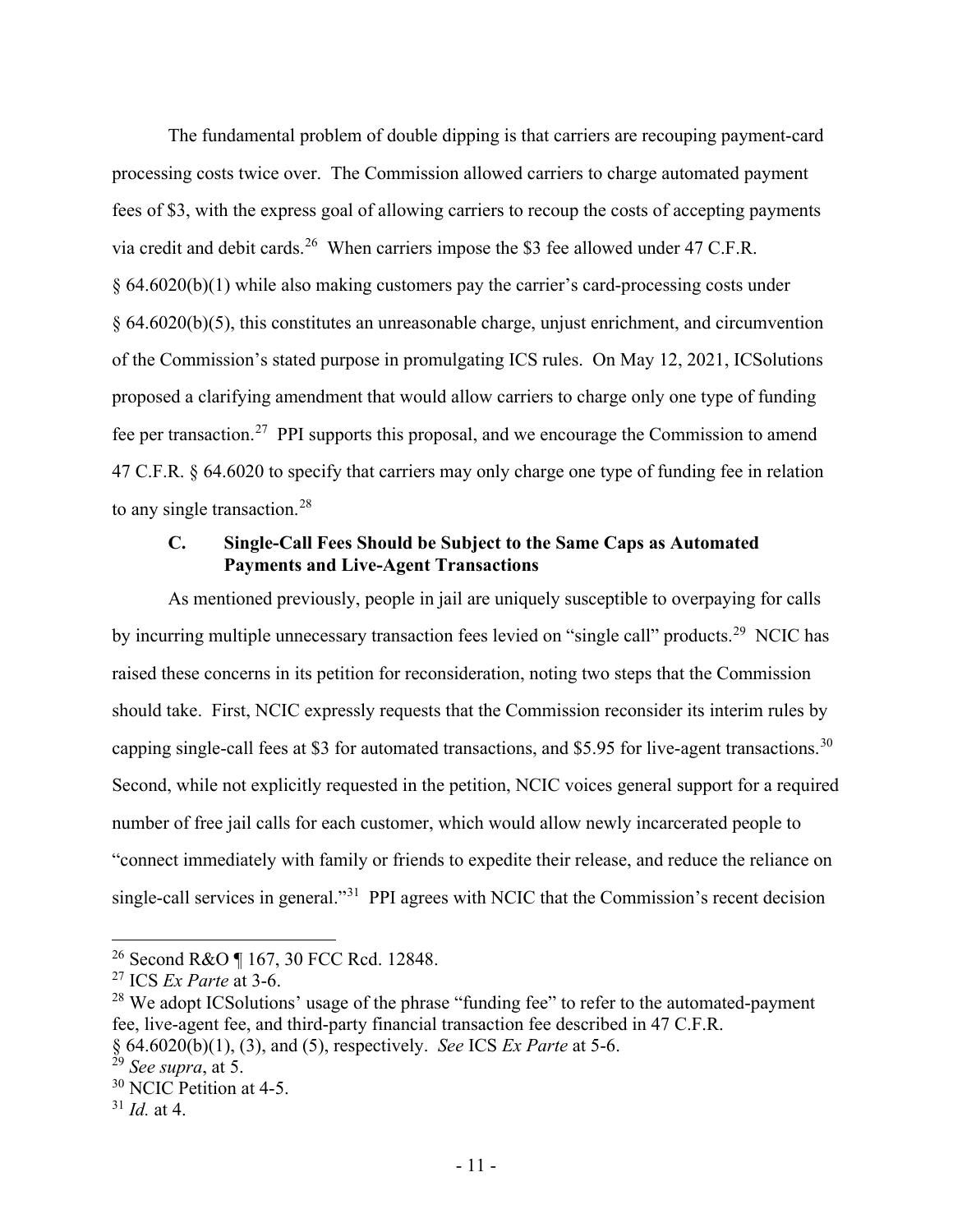The fundamental problem of double dipping is that carriers are recouping payment-card processing costs twice over. The Commission allowed carriers to charge automated payment fees of $3, with the express goal of allowing carriers to recoup the costs of accepting payments via credit and debit cards.[26] When carriers impose the $3 fee allowed under 47 C.F.R. § 64.6020(b)(1) while also making customers pay the carrier's card-processing costs under § 64.6020(b)(5), this constitutes an unreasonable charge, unjust enrichment, and circumvention of the Commission's stated purpose in promulgating ICS rules. On May 12, 2021, ICSolutions proposed a clarifying amendment that would allow carriers to charge only one type of funding fee per transaction.[27] PPI supports this proposal, and we encourage the Commission to amend 47 C.F.R. § 64.6020 to specify that carriers may only charge one type of funding fee in relation to any single transaction.[28]

### C. Single-Call Fees Should be Subject to the Same Caps as Automated Payments and Live-Agent Transactions

As mentioned previously, people in jail are uniquely susceptible to overpaying for calls by incurring multiple unnecessary transaction fees levied on "single call" products.[29] NCIC has raised these concerns in its petition for reconsideration, noting two steps that the Commission should take. First, NCIC expressly requests that the Commission reconsider its interim rules by capping single-call fees at $3 for automated transactions, and $5.95 for live-agent transactions.[30] Second, while not explicitly requested in the petition, NCIC voices general support for a required number of free jail calls for each customer, which would allow newly incarcerated people to "connect immediately with family or friends to expedite their release, and reduce the reliance on single-call services in general."[31] PPI agrees with NCIC that the Commission's recent decision

---

[26] Second R&O ¶ 167, 30 FCC Rcd. 12848.

[27] ICS *Ex Parte* at 3-6.

[28] We adopt ICSolutions' usage of the phrase "funding fee" to refer to the automated-payment fee, live-agent fee, and third-party financial transaction fee described in 47 C.F.R. § 64.6020(b)(1), (3), and (5), respectively. *See* ICS *Ex Parte* at 5-6.

[29] *See supra*, at 5.

[30] NCIC Petition at 4-5.

[31] *Id.* at 4.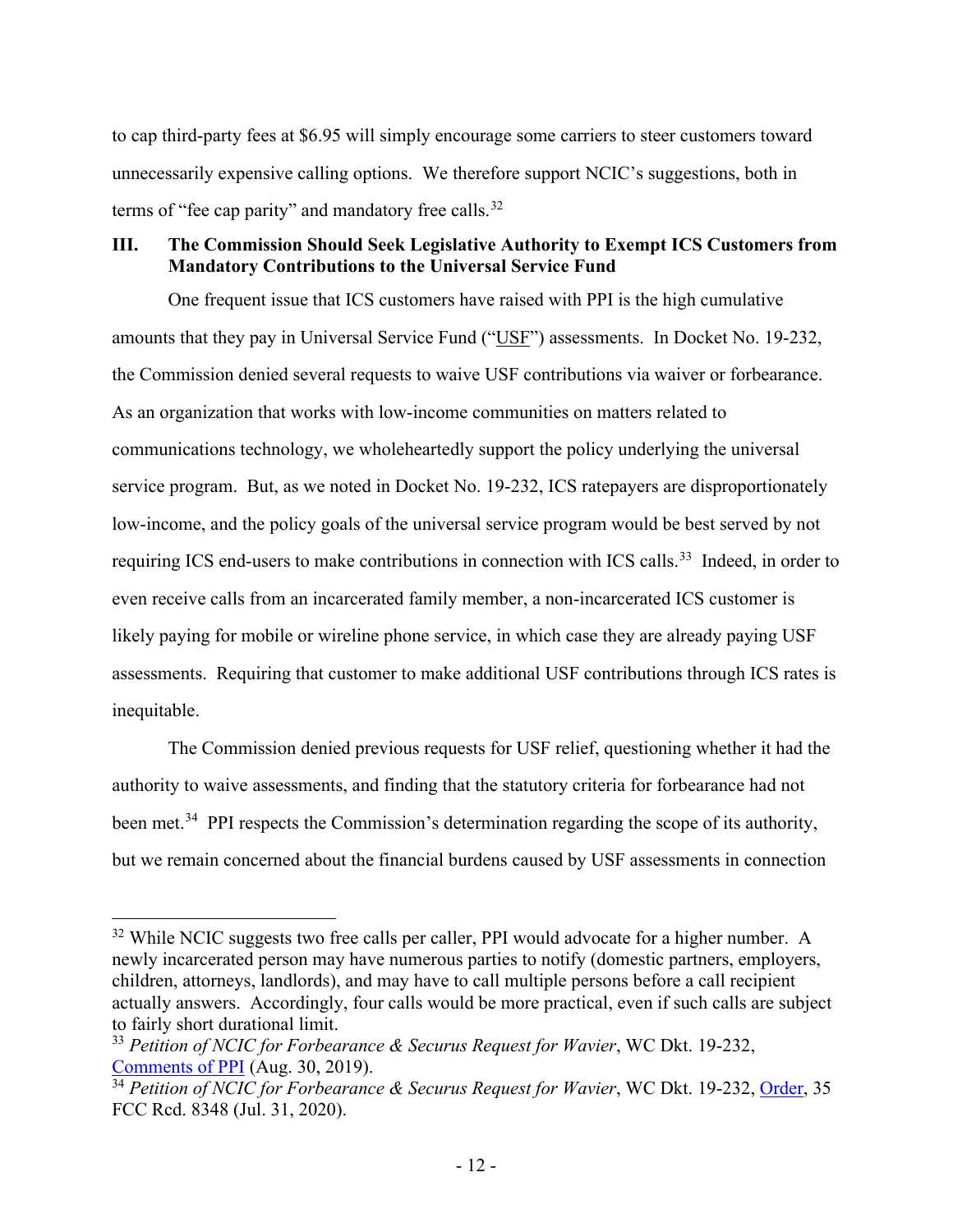to cap third-party fees at $6.95 will simply encourage some carriers to steer customers toward unnecessarily expensive calling options. We therefore support NCIC's suggestions, both in terms of "fee cap parity" and mandatory free calls.[32]

## III. The Commission Should Seek Legislative Authority to Exempt ICS Customers from Mandatory Contributions to the Universal Service Fund

One frequent issue that ICS customers have raised with PPI is the high cumulative amounts that they pay in Universal Service Fund ("USF") assessments. In Docket No. 19-232, the Commission denied several requests to waive USF contributions via waiver or forbearance. As an organization that works with low-income communities on matters related to communications technology, we wholeheartedly support the policy underlying the universal service program. But, as we noted in Docket No. 19-232, ICS ratepayers are disproportionately low-income, and the policy goals of the universal service program would be best served by not requiring ICS end-users to make contributions in connection with ICS calls.[33] Indeed, in order to even receive calls from an incarcerated family member, a non-incarcerated ICS customer is likely paying for mobile or wireline phone service, in which case they are already paying USF assessments. Requiring that customer to make additional USF contributions through ICS rates is inequitable.

The Commission denied previous requests for USF relief, questioning whether it had the authority to waive assessments, and finding that the statutory criteria for forbearance had not been met.[34] PPI respects the Commission's determination regarding the scope of its authority, but we remain concerned about the financial burdens caused by USF assessments in connection

---

[32] While NCIC suggests two free calls per caller, PPI would advocate for a higher number. A newly incarcerated person may have numerous parties to notify (domestic partners, employers, children, attorneys, landlords), and may have to call multiple persons before a call recipient actually answers. Accordingly, four calls would be more practical, even if such calls are subject to fairly short durational limit.

[33] *Petition of NCIC for Forbearance & Securus Request for Wavier*, WC Dkt. 19-232, Comments of PPI (Aug. 30, 2019).

[34] *Petition of NCIC for Forbearance & Securus Request for Wavier*, WC Dkt. 19-232, Order, 35 FCC Rcd. 8348 (Jul. 31, 2020).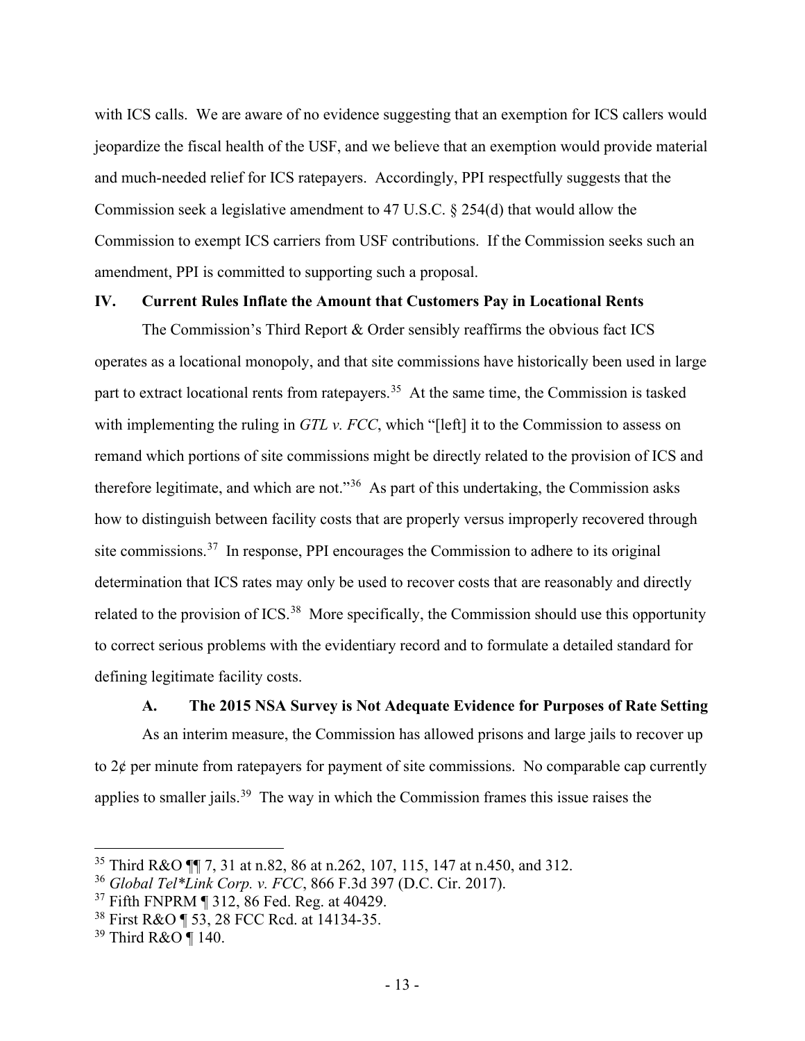with ICS calls. We are aware of no evidence suggesting that an exemption for ICS callers would jeopardize the fiscal health of the USF, and we believe that an exemption would provide material and much-needed relief for ICS ratepayers. Accordingly, PPI respectfully suggests that the Commission seek a legislative amendment to 47 U.S.C. § 254(d) that would allow the Commission to exempt ICS carriers from USF contributions. If the Commission seeks such an amendment, PPI is committed to supporting such a proposal.

## IV. Current Rules Inflate the Amount that Customers Pay in Locational Rents

The Commission's Third Report & Order sensibly reaffirms the obvious fact ICS operates as a locational monopoly, and that site commissions have historically been used in large part to extract locational rents from ratepayers.[35] At the same time, the Commission is tasked with implementing the ruling in *GTL v. FCC*, which "[left] it to the Commission to assess on remand which portions of site commissions might be directly related to the provision of ICS and therefore legitimate, and which are not."[36] As part of this undertaking, the Commission asks how to distinguish between facility costs that are properly versus improperly recovered through site commissions.[37] In response, PPI encourages the Commission to adhere to its original determination that ICS rates may only be used to recover costs that are reasonably and directly related to the provision of ICS.[38] More specifically, the Commission should use this opportunity to correct serious problems with the evidentiary record and to formulate a detailed standard for defining legitimate facility costs.

### A. The 2015 NSA Survey is Not Adequate Evidence for Purposes of Rate Setting

As an interim measure, the Commission has allowed prisons and large jails to recover up to 2¢ per minute from ratepayers for payment of site commissions. No comparable cap currently applies to smaller jails.[39] The way in which the Commission frames this issue raises the

---

[35] Third R&O ¶¶ 7, 31 at n.82, 86 at n.262, 107, 115, 147 at n.450, and 312.

[36] *Global Tel\*Link Corp. v. FCC*, 866 F.3d 397 (D.C. Cir. 2017).

[37] Fifth FNPRM ¶ 312, 86 Fed. Reg. at 40429.

[38] First R&O ¶ 53, 28 FCC Rcd. at 14134-35.

[39] Third R&O ¶ 140.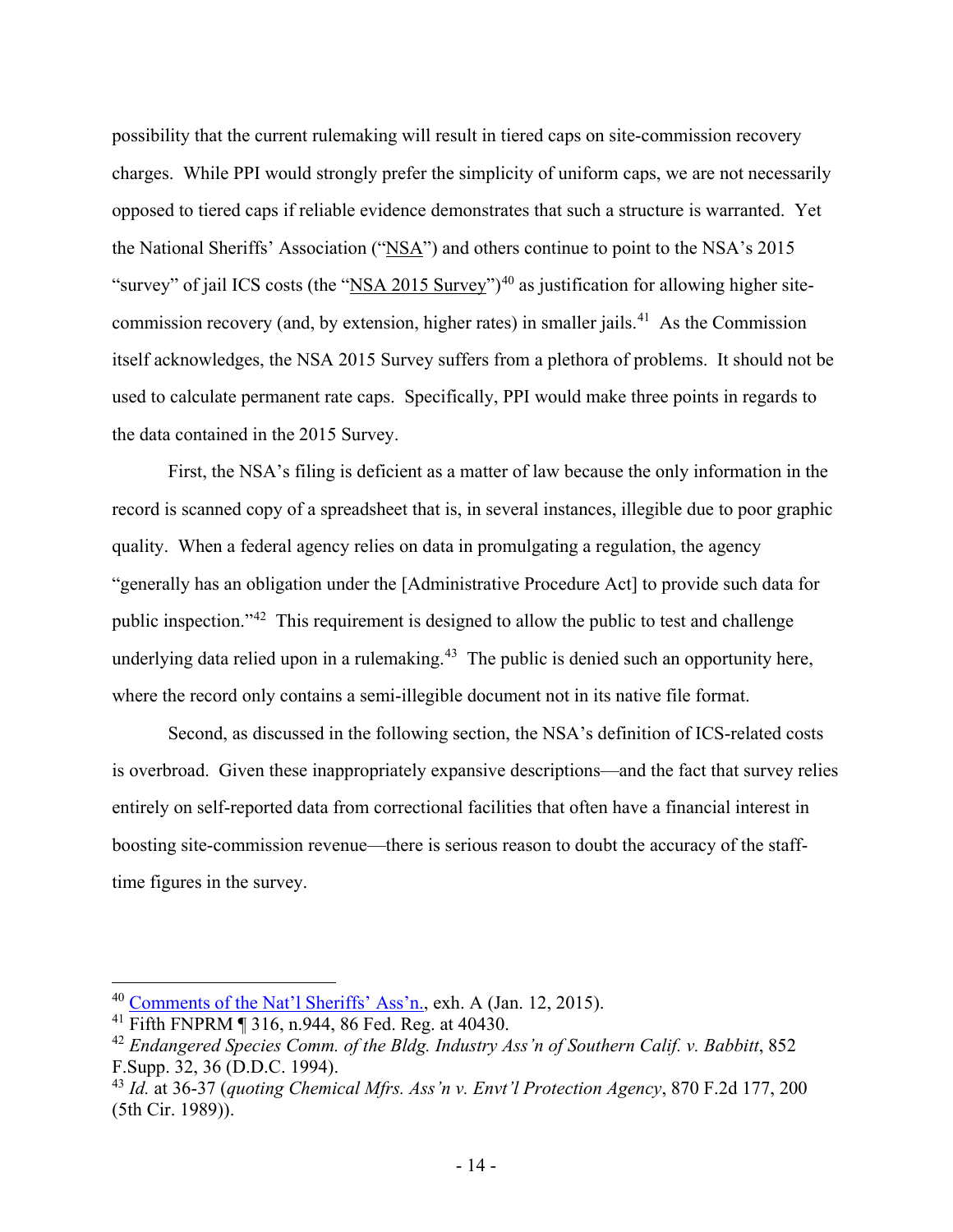possibility that the current rulemaking will result in tiered caps on site-commission recovery charges. While PPI would strongly prefer the simplicity of uniform caps, we are not necessarily opposed to tiered caps if reliable evidence demonstrates that such a structure is warranted. Yet the National Sheriffs' Association ("NSA") and others continue to point to the NSA's 2015 "survey" of jail ICS costs (the "NSA 2015 Survey")[40] as justification for allowing higher site-commission recovery (and, by extension, higher rates) in smaller jails.[41] As the Commission itself acknowledges, the NSA 2015 Survey suffers from a plethora of problems. It should not be used to calculate permanent rate caps. Specifically, PPI would make three points in regards to the data contained in the 2015 Survey.

First, the NSA's filing is deficient as a matter of law because the only information in the record is scanned copy of a spreadsheet that is, in several instances, illegible due to poor graphic quality. When a federal agency relies on data in promulgating a regulation, the agency "generally has an obligation under the [Administrative Procedure Act] to provide such data for public inspection."[42] This requirement is designed to allow the public to test and challenge underlying data relied upon in a rulemaking.[43] The public is denied such an opportunity here, where the record only contains a semi-illegible document not in its native file format.

Second, as discussed in the following section, the NSA's definition of ICS-related costs is overbroad. Given these inappropriately expansive descriptions—and the fact that survey relies entirely on self-reported data from correctional facilities that often have a financial interest in boosting site-commission revenue—there is serious reason to doubt the accuracy of the staff-time figures in the survey.

---

[40] Comments of the Nat'l Sheriffs' Ass'n., exh. A (Jan. 12, 2015).

[41] Fifth FNPRM ¶ 316, n.944, 86 Fed. Reg. at 40430.

[42] *Endangered Species Comm. of the Bldg. Industry Ass'n of Southern Calif. v. Babbitt*, 852 F.Supp. 32, 36 (D.D.C. 1994).

[43] *Id.* at 36-37 (*quoting Chemical Mfrs. Ass'n v. Envt'l Protection Agency*, 870 F.2d 177, 200 (5th Cir. 1989)).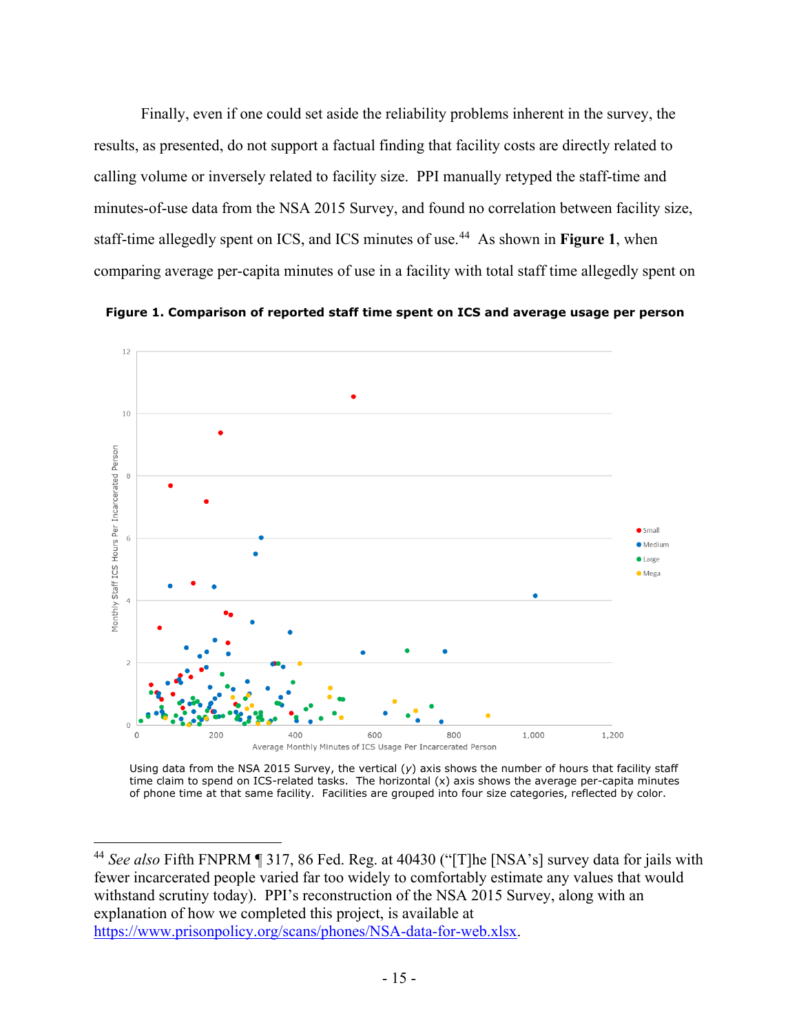Finally, even if one could set aside the reliability problems inherent in the survey, the results, as presented, do not support a factual finding that facility costs are directly related to calling volume or inversely related to facility size. PPI manually retyped the staff-time and minutes-of-use data from the NSA 2015 Survey, and found no correlation between facility size, staff-time allegedly spent on ICS, and ICS minutes of use.[44] As shown in **Figure 1**, when comparing average per-capita minutes of use in a facility with total staff time allegedly spent on

**Figure 1. Comparison of reported staff time spent on ICS and average usage per person**

Using data from the NSA 2015 Survey, the vertical (*y*) axis shows the number of hours that facility staff time claim to spend on ICS-related tasks. The horizontal (x) axis shows the average per-capita minutes of phone time at that same facility. Facilities are grouped into four size categories, reflected by color.

---

[44] *See also* Fifth FNPRM ¶ 317, 86 Fed. Reg. at 40430 ("[T]he [NSA's] survey data for jails with fewer incarcerated people varied far too widely to comfortably estimate any values that would withstand scrutiny today). PPI's reconstruction of the NSA 2015 Survey, along with an explanation of how we completed this project, is available at https://www.prisonpolicy.org/scans/phones/NSA-data-for-web.xlsx.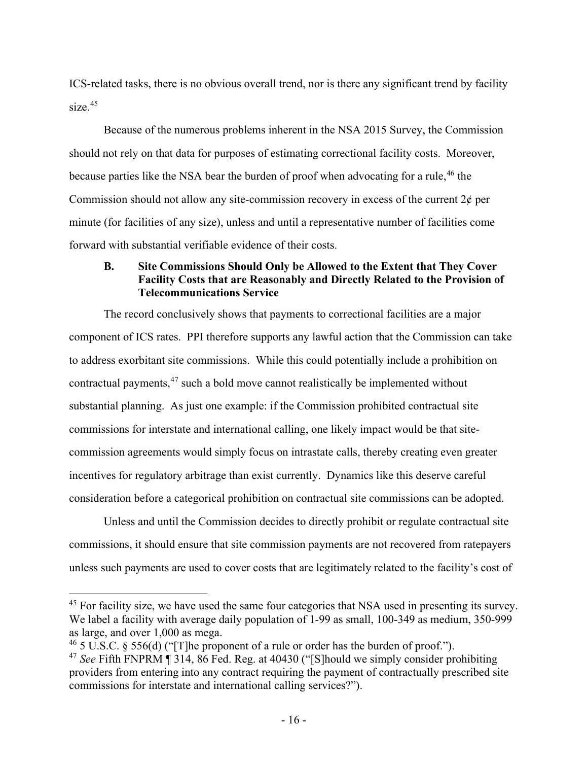ICS-related tasks, there is no obvious overall trend, nor is there any significant trend by facility size.[45]

Because of the numerous problems inherent in the NSA 2015 Survey, the Commission should not rely on that data for purposes of estimating correctional facility costs. Moreover, because parties like the NSA bear the burden of proof when advocating for a rule,[46] the Commission should not allow any site-commission recovery in excess of the current 2¢ per minute (for facilities of any size), unless and until a representative number of facilities come forward with substantial verifiable evidence of their costs.

### B. Site Commissions Should Only be Allowed to the Extent that They Cover Facility Costs that are Reasonably and Directly Related to the Provision of Telecommunications Service

The record conclusively shows that payments to correctional facilities are a major component of ICS rates. PPI therefore supports any lawful action that the Commission can take to address exorbitant site commissions. While this could potentially include a prohibition on contractual payments,[47] such a bold move cannot realistically be implemented without substantial planning. As just one example: if the Commission prohibited contractual site commissions for interstate and international calling, one likely impact would be that site-commission agreements would simply focus on intrastate calls, thereby creating even greater incentives for regulatory arbitrage than exist currently. Dynamics like this deserve careful consideration before a categorical prohibition on contractual site commissions can be adopted.

Unless and until the Commission decides to directly prohibit or regulate contractual site commissions, it should ensure that site commission payments are not recovered from ratepayers unless such payments are used to cover costs that are legitimately related to the facility's cost of

---

[45] For facility size, we have used the same four categories that NSA used in presenting its survey. We label a facility with average daily population of 1-99 as small, 100-349 as medium, 350-999 as large, and over 1,000 as mega.

[46] 5 U.S.C. § 556(d) ("[T]he proponent of a rule or order has the burden of proof.").

[47] *See* Fifth FNPRM ¶ 314, 86 Fed. Reg. at 40430 ("[S]hould we simply consider prohibiting providers from entering into any contract requiring the payment of contractually prescribed site commissions for interstate and international calling services?").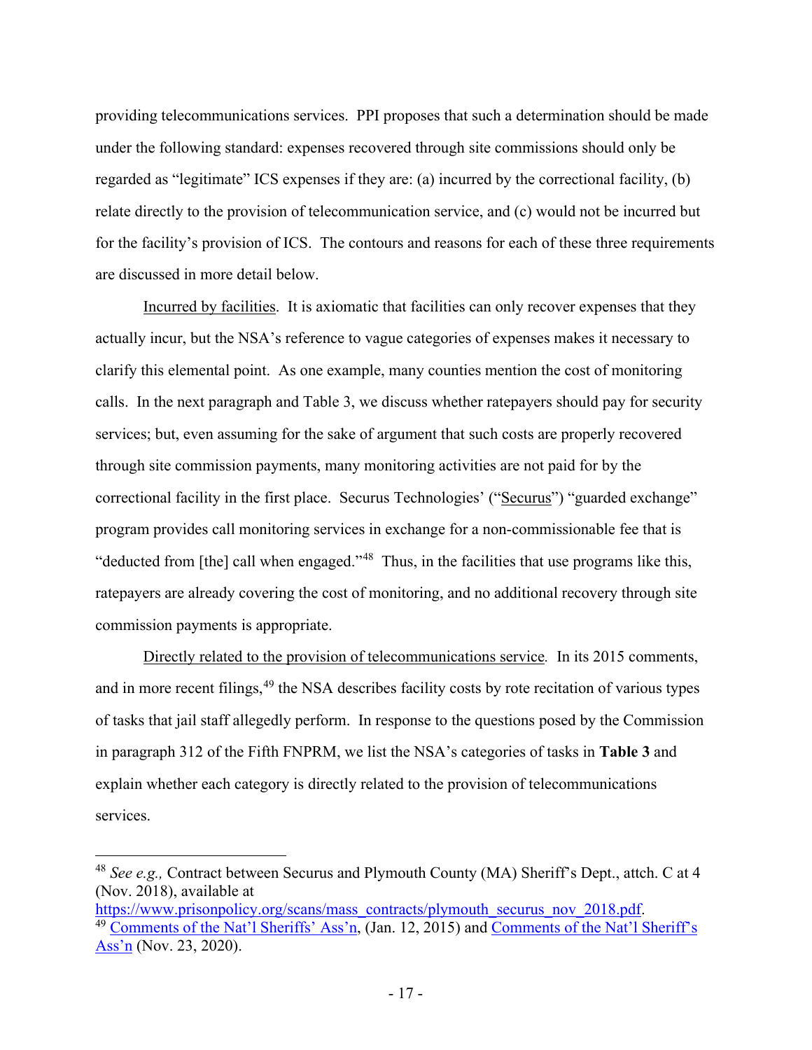providing telecommunications services. PPI proposes that such a determination should be made under the following standard: expenses recovered through site commissions should only be regarded as "legitimate" ICS expenses if they are: (a) incurred by the correctional facility, (b) relate directly to the provision of telecommunication service, and (c) would not be incurred but for the facility's provision of ICS. The contours and reasons for each of these three requirements are discussed in more detail below.

Incurred by facilities. It is axiomatic that facilities can only recover expenses that they actually incur, but the NSA's reference to vague categories of expenses makes it necessary to clarify this elemental point. As one example, many counties mention the cost of monitoring calls. In the next paragraph and Table 3, we discuss whether ratepayers should pay for security services; but, even assuming for the sake of argument that such costs are properly recovered through site commission payments, many monitoring activities are not paid for by the correctional facility in the first place. Securus Technologies' ("Securus") "guarded exchange" program provides call monitoring services in exchange for a non-commissionable fee that is "deducted from [the] call when engaged."[48] Thus, in the facilities that use programs like this, ratepayers are already covering the cost of monitoring, and no additional recovery through site commission payments is appropriate.

Directly related to the provision of telecommunications service. In its 2015 comments, and in more recent filings,[49] the NSA describes facility costs by rote recitation of various types of tasks that jail staff allegedly perform. In response to the questions posed by the Commission in paragraph 312 of the Fifth FNPRM, we list the NSA's categories of tasks in **Table 3** and explain whether each category is directly related to the provision of telecommunications services.

---

[48] *See e.g.,* Contract between Securus and Plymouth County (MA) Sheriff's Dept., attch. C at 4 (Nov. 2018), available at https://www.prisonpolicy.org/scans/mass_contracts/plymouth_securus_nov_2018.pdf.

[49] Comments of the Nat'l Sheriffs' Ass'n, (Jan. 12, 2015) and Comments of the Nat'l Sheriff's Ass'n (Nov. 23, 2020).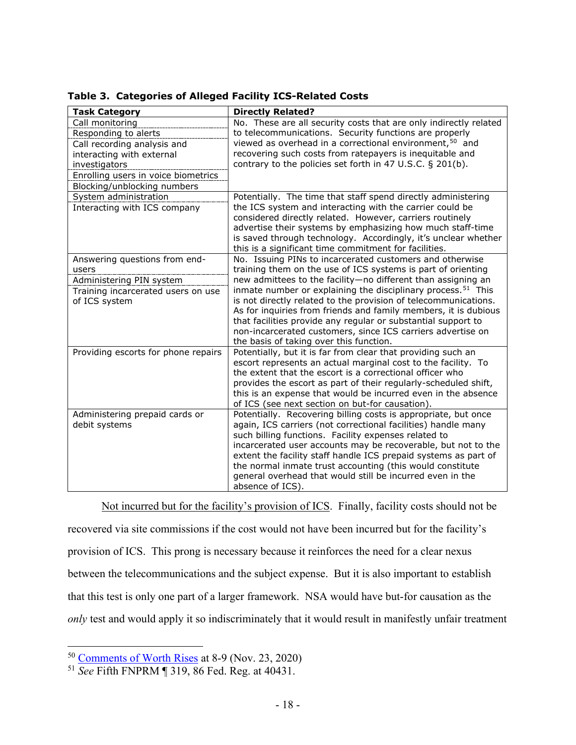**Table 3. Categories of Alleged Facility ICS-Related Costs**

| Task Category | Directly Related? |
|---|---|
| Call monitoring<br>Responding to alerts<br>Call recording analysis and interacting with external investigators<br>Enrolling users in voice biometrics<br>Blocking/unblocking numbers | No. These are all security costs that are only indirectly related to telecommunications. Security functions are properly viewed as overhead in a correctional environment,[50] and recovering such costs from ratepayers is inequitable and contrary to the policies set forth in 47 U.S.C. § 201(b). |
| System administration<br>Interacting with ICS company | Potentially. The time that staff spend directly administering the ICS system and interacting with the carrier could be considered directly related. However, carriers routinely advertise their systems by emphasizing how much staff-time is saved through technology. Accordingly, it's unclear whether this is a significant time commitment for facilities. |
| Answering questions from end-users<br>Administering PIN system<br>Training incarcerated users on use of ICS system | No. Issuing PINs to incarcerated customers and otherwise training them on the use of ICS systems is part of orienting new admittees to the facility—no different than assigning an inmate number or explaining the disciplinary process.[51] This is not directly related to the provision of telecommunications. As for inquiries from friends and family members, it is dubious that facilities provide any regular or substantial support to non-incarcerated customers, since ICS carriers advertise on the basis of taking over this function. |
| Providing escorts for phone repairs | Potentially, but it is far from clear that providing such an escort represents an actual marginal cost to the facility. To the extent that the escort is a correctional officer who provides the escort as part of their regularly-scheduled shift, this is an expense that would be incurred even in the absence of ICS (see next section on but-for causation). |
| Administering prepaid cards or debit systems | Potentially. Recovering billing costs is appropriate, but once again, ICS carriers (not correctional facilities) handle many such billing functions. Facility expenses related to incarcerated user accounts may be recoverable, but not to the extent the facility staff handle ICS prepaid systems as part of the normal inmate trust accounting (this would constitute general overhead that would still be incurred even in the absence of ICS). |

Not incurred but for the facility's provision of ICS. Finally, facility costs should not be recovered via site commissions if the cost would not have been incurred but for the facility's provision of ICS. This prong is necessary because it reinforces the need for a clear nexus between the telecommunications and the subject expense. But it is also important to establish that this test is only one part of a larger framework. NSA would have but-for causation as the *only* test and would apply it so indiscriminately that it would result in manifestly unfair treatment

---

[50] Comments of Worth Rises at 8-9 (Nov. 23, 2020)

[51] *See* Fifth FNPRM ¶ 319, 86 Fed. Reg. at 40431.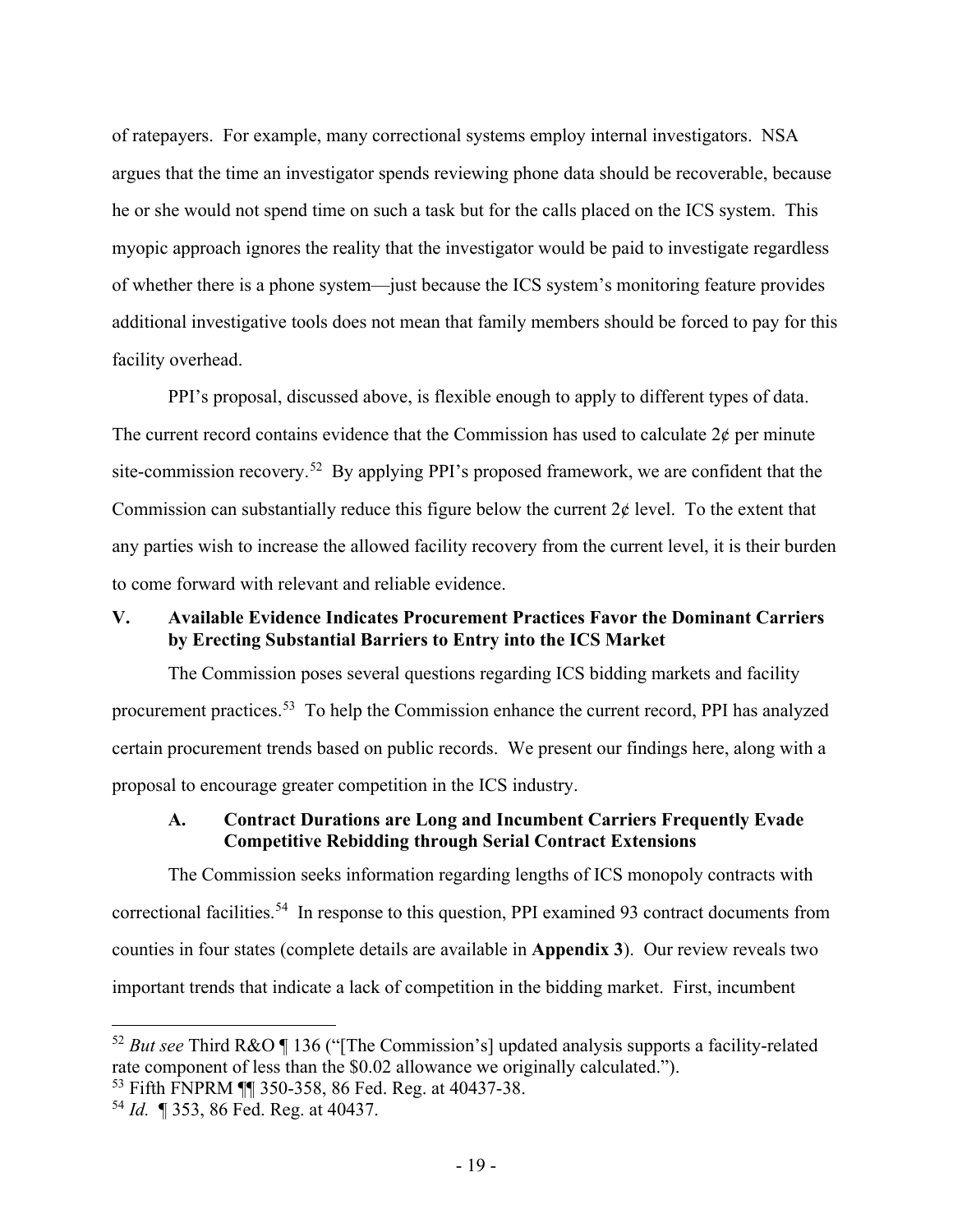of ratepayers. For example, many correctional systems employ internal investigators. NSA argues that the time an investigator spends reviewing phone data should be recoverable, because he or she would not spend time on such a task but for the calls placed on the ICS system. This myopic approach ignores the reality that the investigator would be paid to investigate regardless of whether there is a phone system—just because the ICS system's monitoring feature provides additional investigative tools does not mean that family members should be forced to pay for this facility overhead.

PPI's proposal, discussed above, is flexible enough to apply to different types of data. The current record contains evidence that the Commission has used to calculate 2¢ per minute site-commission recovery.[52] By applying PPI's proposed framework, we are confident that the Commission can substantially reduce this figure below the current 2¢ level. To the extent that any parties wish to increase the allowed facility recovery from the current level, it is their burden to come forward with relevant and reliable evidence.

## V. Available Evidence Indicates Procurement Practices Favor the Dominant Carriers by Erecting Substantial Barriers to Entry into the ICS Market

The Commission poses several questions regarding ICS bidding markets and facility procurement practices.[53] To help the Commission enhance the current record, PPI has analyzed certain procurement trends based on public records. We present our findings here, along with a proposal to encourage greater competition in the ICS industry.

### A. Contract Durations are Long and Incumbent Carriers Frequently Evade Competitive Rebidding through Serial Contract Extensions

The Commission seeks information regarding lengths of ICS monopoly contracts with correctional facilities.[54] In response to this question, PPI examined 93 contract documents from counties in four states (complete details are available in **Appendix 3**). Our review reveals two important trends that indicate a lack of competition in the bidding market. First, incumbent

---

[52] *But see* Third R&O ¶ 136 ("[The Commission's] updated analysis supports a facility-related rate component of less than the $0.02 allowance we originally calculated.").

[53] Fifth FNPRM ¶¶ 350-358, 86 Fed. Reg. at 40437-38.

[54] *Id.* ¶ 353, 86 Fed. Reg. at 40437.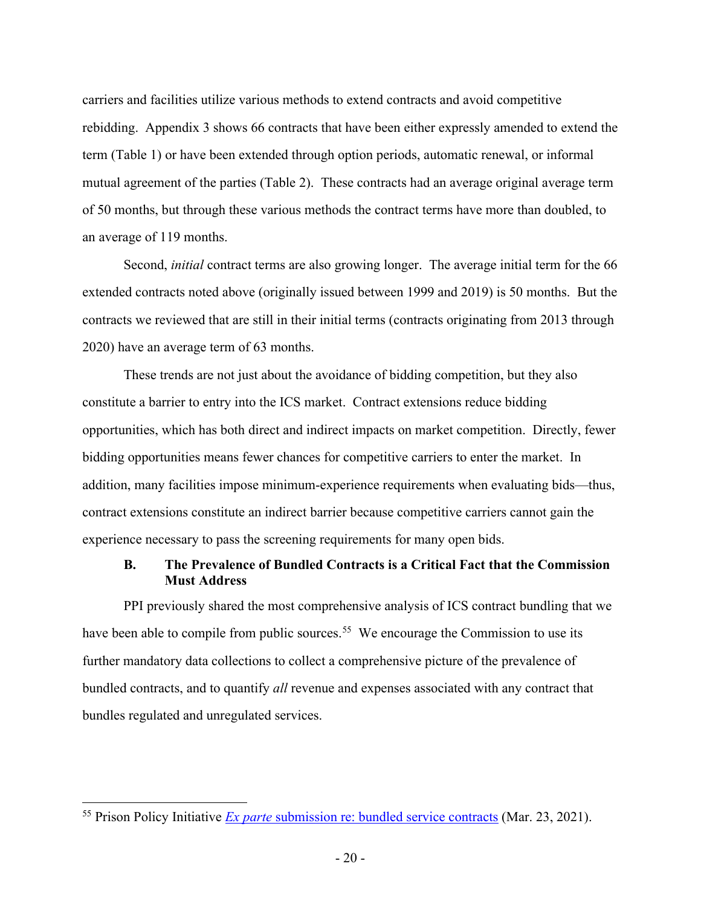carriers and facilities utilize various methods to extend contracts and avoid competitive rebidding. Appendix 3 shows 66 contracts that have been either expressly amended to extend the term (Table 1) or have been extended through option periods, automatic renewal, or informal mutual agreement of the parties (Table 2). These contracts had an average original average term of 50 months, but through these various methods the contract terms have more than doubled, to an average of 119 months.

Second, *initial* contract terms are also growing longer. The average initial term for the 66 extended contracts noted above (originally issued between 1999 and 2019) is 50 months. But the contracts we reviewed that are still in their initial terms (contracts originating from 2013 through 2020) have an average term of 63 months.

These trends are not just about the avoidance of bidding competition, but they also constitute a barrier to entry into the ICS market. Contract extensions reduce bidding opportunities, which has both direct and indirect impacts on market competition. Directly, fewer bidding opportunities means fewer chances for competitive carriers to enter the market. In addition, many facilities impose minimum-experience requirements when evaluating bids—thus, contract extensions constitute an indirect barrier because competitive carriers cannot gain the experience necessary to pass the screening requirements for many open bids.

### B. The Prevalence of Bundled Contracts is a Critical Fact that the Commission Must Address

PPI previously shared the most comprehensive analysis of ICS contract bundling that we have been able to compile from public sources.[55] We encourage the Commission to use its further mandatory data collections to collect a comprehensive picture of the prevalence of bundled contracts, and to quantify *all* revenue and expenses associated with any contract that bundles regulated and unregulated services.

---

[55] Prison Policy Initiative *Ex parte* submission re: bundled service contracts (Mar. 23, 2021).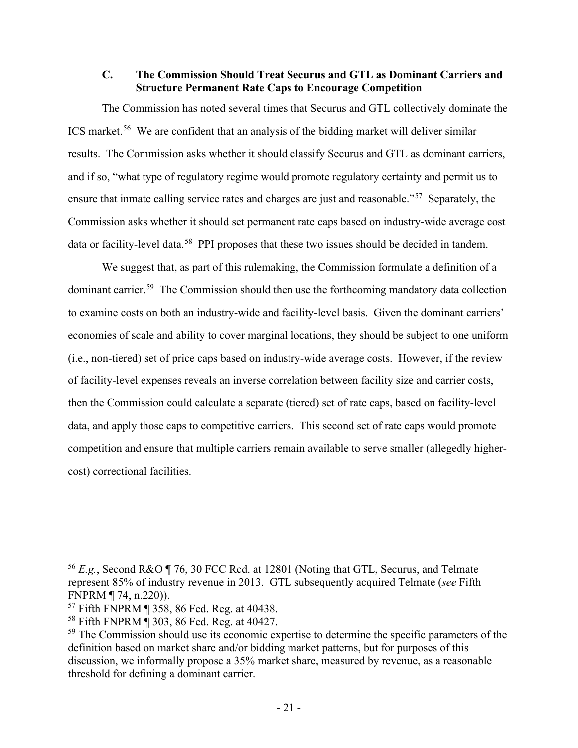### C. The Commission Should Treat Securus and GTL as Dominant Carriers and Structure Permanent Rate Caps to Encourage Competition

The Commission has noted several times that Securus and GTL collectively dominate the ICS market.[56] We are confident that an analysis of the bidding market will deliver similar results. The Commission asks whether it should classify Securus and GTL as dominant carriers, and if so, "what type of regulatory regime would promote regulatory certainty and permit us to ensure that inmate calling service rates and charges are just and reasonable."[57] Separately, the Commission asks whether it should set permanent rate caps based on industry-wide average cost data or facility-level data.[58] PPI proposes that these two issues should be decided in tandem.

We suggest that, as part of this rulemaking, the Commission formulate a definition of a dominant carrier.[59] The Commission should then use the forthcoming mandatory data collection to examine costs on both an industry-wide and facility-level basis. Given the dominant carriers' economies of scale and ability to cover marginal locations, they should be subject to one uniform (i.e., non-tiered) set of price caps based on industry-wide average costs. However, if the review of facility-level expenses reveals an inverse correlation between facility size and carrier costs, then the Commission could calculate a separate (tiered) set of rate caps, based on facility-level data, and apply those caps to competitive carriers. This second set of rate caps would promote competition and ensure that multiple carriers remain available to serve smaller (allegedly higher-cost) correctional facilities.

---

[56] *E.g.*, Second R&O ¶ 76, 30 FCC Rcd. at 12801 (Noting that GTL, Securus, and Telmate represent 85% of industry revenue in 2013. GTL subsequently acquired Telmate (*see* Fifth FNPRM ¶ 74, n.220)).

[57] Fifth FNPRM ¶ 358, 86 Fed. Reg. at 40438.

[58] Fifth FNPRM ¶ 303, 86 Fed. Reg. at 40427.

[59] The Commission should use its economic expertise to determine the specific parameters of the definition based on market share and/or bidding market patterns, but for purposes of this discussion, we informally propose a 35% market share, measured by revenue, as a reasonable threshold for defining a dominant carrier.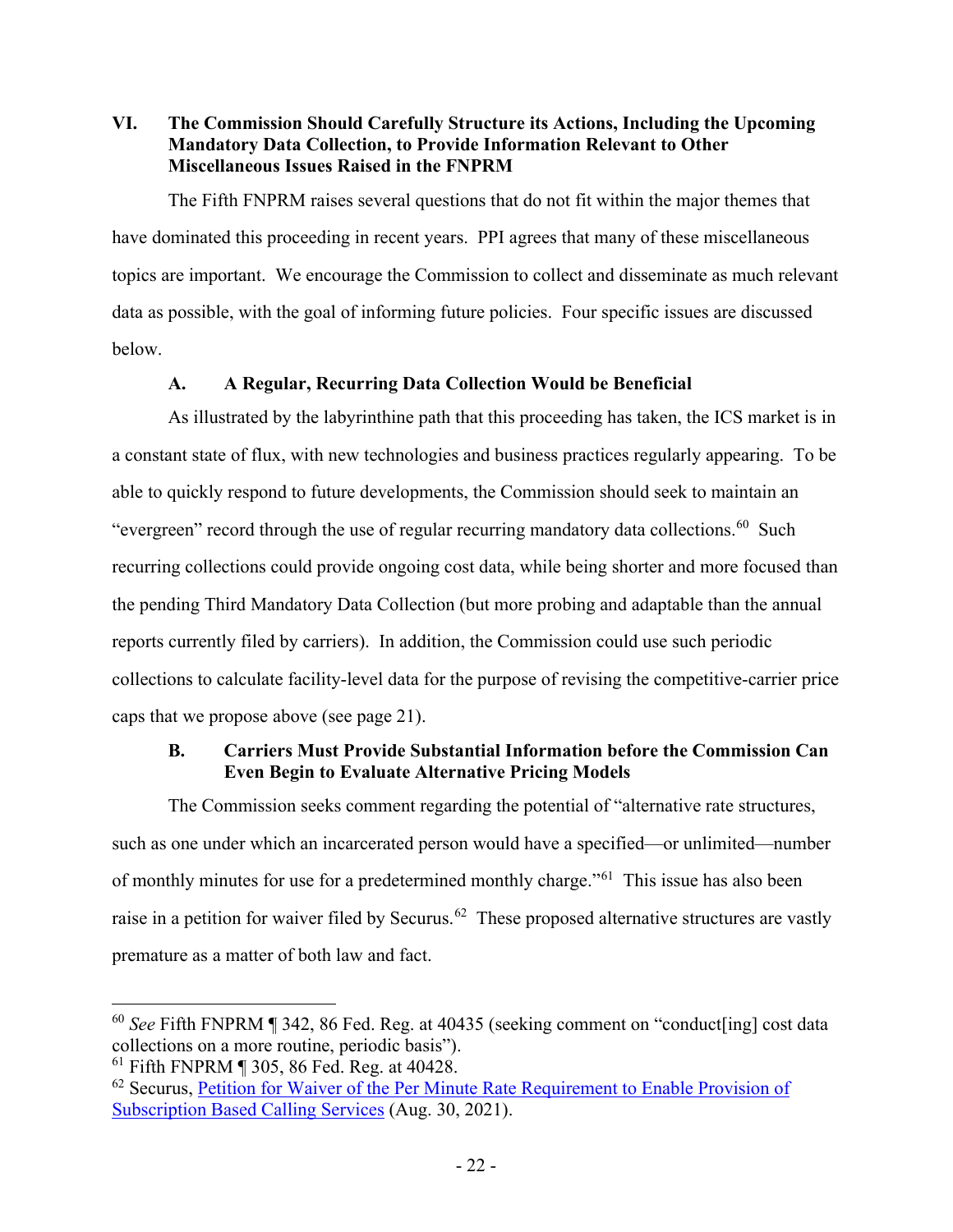## VI. The Commission Should Carefully Structure its Actions, Including the Upcoming Mandatory Data Collection, to Provide Information Relevant to Other Miscellaneous Issues Raised in the FNPRM

The Fifth FNPRM raises several questions that do not fit within the major themes that have dominated this proceeding in recent years. PPI agrees that many of these miscellaneous topics are important. We encourage the Commission to collect and disseminate as much relevant data as possible, with the goal of informing future policies. Four specific issues are discussed below.

### A. A Regular, Recurring Data Collection Would be Beneficial

As illustrated by the labyrinthine path that this proceeding has taken, the ICS market is in a constant state of flux, with new technologies and business practices regularly appearing. To be able to quickly respond to future developments, the Commission should seek to maintain an "evergreen" record through the use of regular recurring mandatory data collections.[60] Such recurring collections could provide ongoing cost data, while being shorter and more focused than the pending Third Mandatory Data Collection (but more probing and adaptable than the annual reports currently filed by carriers). In addition, the Commission could use such periodic collections to calculate facility-level data for the purpose of revising the competitive-carrier price caps that we propose above (see page 21).

### B. Carriers Must Provide Substantial Information before the Commission Can Even Begin to Evaluate Alternative Pricing Models

The Commission seeks comment regarding the potential of "alternative rate structures, such as one under which an incarcerated person would have a specified—or unlimited—number of monthly minutes for use for a predetermined monthly charge."[61] This issue has also been raise in a petition for waiver filed by Securus.[62] These proposed alternative structures are vastly premature as a matter of both law and fact.

---

[60] *See* Fifth FNPRM ¶ 342, 86 Fed. Reg. at 40435 (seeking comment on "conduct[ing] cost data collections on a more routine, periodic basis").

[61] Fifth FNPRM ¶ 305, 86 Fed. Reg. at 40428.

[62] Securus, Petition for Waiver of the Per Minute Rate Requirement to Enable Provision of Subscription Based Calling Services (Aug. 30, 2021).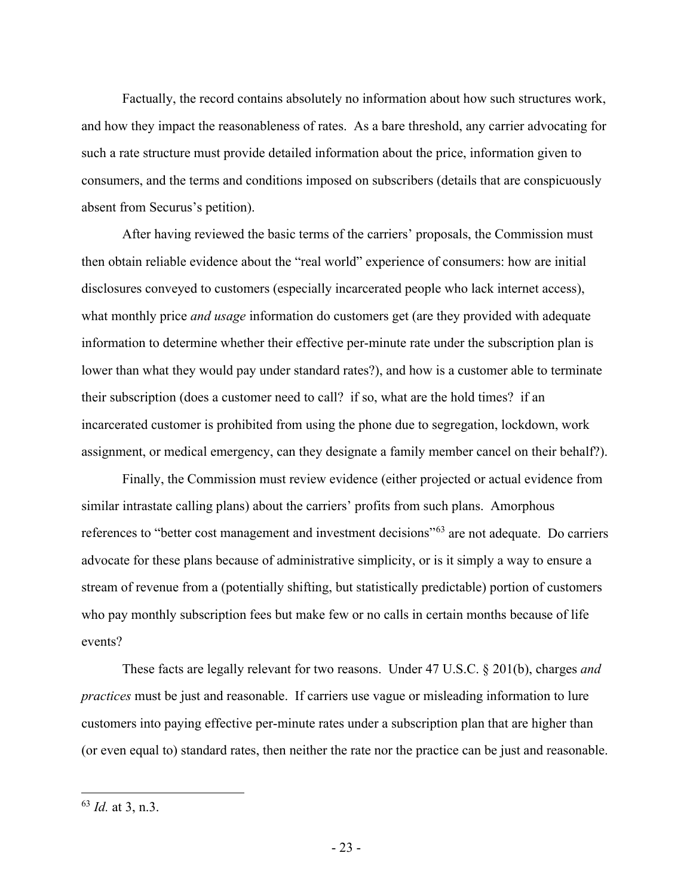Factually, the record contains absolutely no information about how such structures work, and how they impact the reasonableness of rates. As a bare threshold, any carrier advocating for such a rate structure must provide detailed information about the price, information given to consumers, and the terms and conditions imposed on subscribers (details that are conspicuously absent from Securus's petition).

After having reviewed the basic terms of the carriers' proposals, the Commission must then obtain reliable evidence about the "real world" experience of consumers: how are initial disclosures conveyed to customers (especially incarcerated people who lack internet access), what monthly price *and usage* information do customers get (are they provided with adequate information to determine whether their effective per-minute rate under the subscription plan is lower than what they would pay under standard rates?), and how is a customer able to terminate their subscription (does a customer need to call? if so, what are the hold times? if an incarcerated customer is prohibited from using the phone due to segregation, lockdown, work assignment, or medical emergency, can they designate a family member cancel on their behalf?).

Finally, the Commission must review evidence (either projected or actual evidence from similar intrastate calling plans) about the carriers' profits from such plans. Amorphous references to "better cost management and investment decisions"[63] are not adequate. Do carriers advocate for these plans because of administrative simplicity, or is it simply a way to ensure a stream of revenue from a (potentially shifting, but statistically predictable) portion of customers who pay monthly subscription fees but make few or no calls in certain months because of life events?

These facts are legally relevant for two reasons. Under 47 U.S.C. § 201(b), charges *and practices* must be just and reasonable. If carriers use vague or misleading information to lure customers into paying effective per-minute rates under a subscription plan that are higher than (or even equal to) standard rates, then neither the rate nor the practice can be just and reasonable.

---

[63] *Id.* at 3, n.3.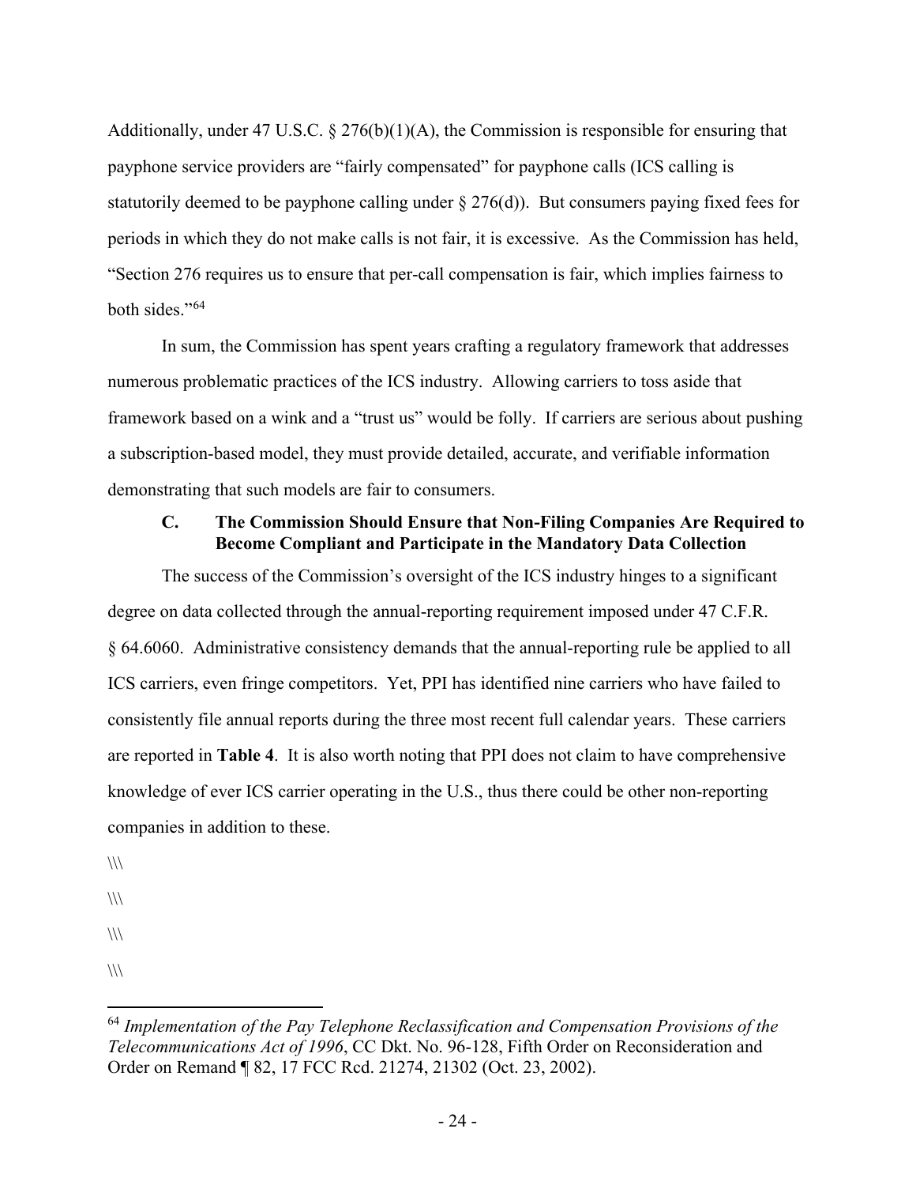Additionally, under 47 U.S.C. § 276(b)(1)(A), the Commission is responsible for ensuring that payphone service providers are "fairly compensated" for payphone calls (ICS calling is statutorily deemed to be payphone calling under § 276(d)). But consumers paying fixed fees for periods in which they do not make calls is not fair, it is excessive. As the Commission has held, "Section 276 requires us to ensure that per-call compensation is fair, which implies fairness to both sides."[64]

In sum, the Commission has spent years crafting a regulatory framework that addresses numerous problematic practices of the ICS industry. Allowing carriers to toss aside that framework based on a wink and a "trust us" would be folly. If carriers are serious about pushing a subscription-based model, they must provide detailed, accurate, and verifiable information demonstrating that such models are fair to consumers.

### C. The Commission Should Ensure that Non-Filing Companies Are Required to Become Compliant and Participate in the Mandatory Data Collection

The success of the Commission's oversight of the ICS industry hinges to a significant degree on data collected through the annual-reporting requirement imposed under 47 C.F.R. § 64.6060. Administrative consistency demands that the annual-reporting rule be applied to all ICS carriers, even fringe competitors. Yet, PPI has identified nine carriers who have failed to consistently file annual reports during the three most recent full calendar years. These carriers are reported in **Table 4**. It is also worth noting that PPI does not claim to have comprehensive knowledge of ever ICS carrier operating in the U.S., thus there could be other non-reporting companies in addition to these.

\\\

\\\

\\\

\\\

---

[64] *Implementation of the Pay Telephone Reclassification and Compensation Provisions of the Telecommunications Act of 1996*, CC Dkt. No. 96-128, Fifth Order on Reconsideration and Order on Remand ¶ 82, 17 FCC Rcd. 21274, 21302 (Oct. 23, 2002).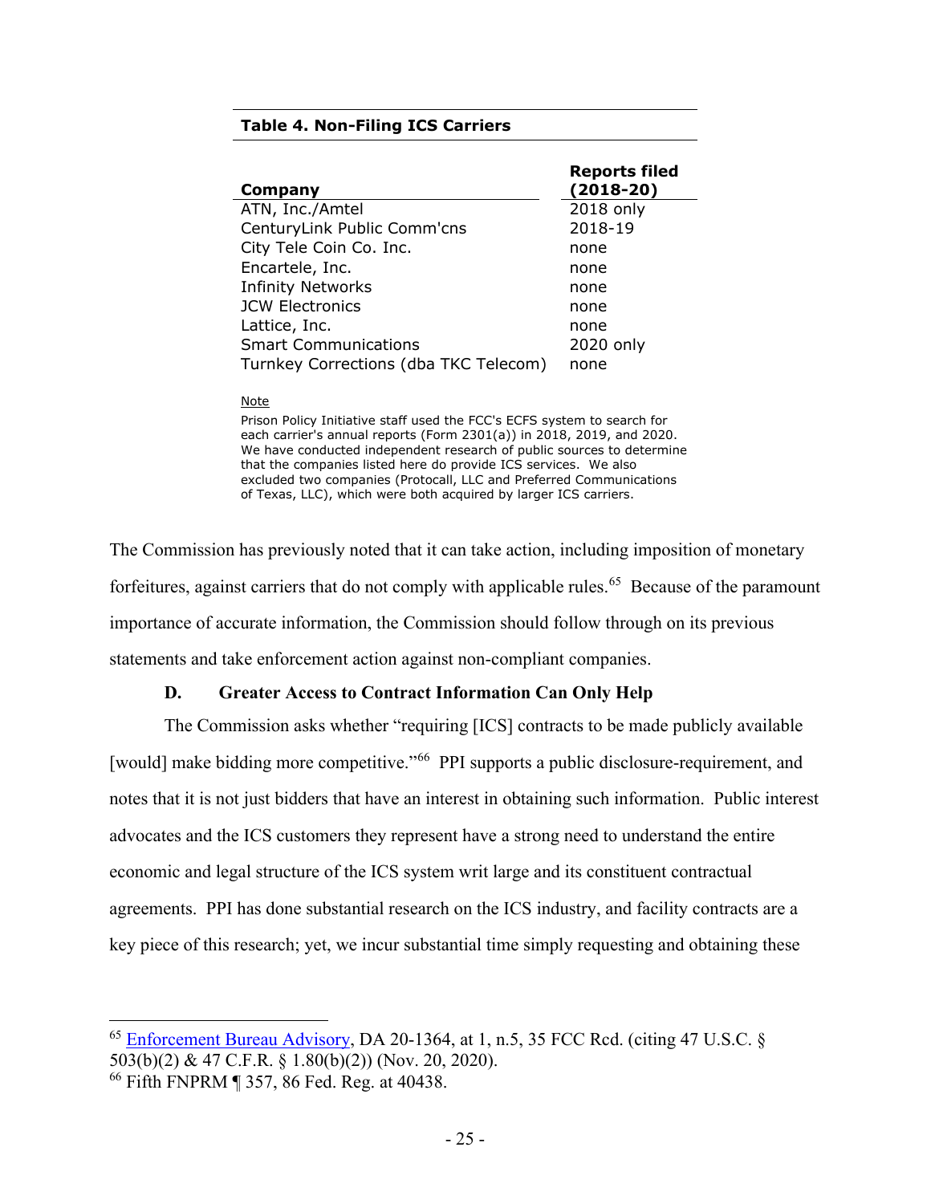**Table 4. Non-Filing ICS Carriers**

| Company | Reports filed (2018-20) |
| --- | --- |
| ATN, Inc./Amtel | 2018 only |
| CenturyLink Public Comm'cns | 2018-19 |
| City Tele Coin Co. Inc. | none |
| Encartele, Inc. | none |
| Infinity Networks | none |
| JCW Electronics | none |
| Lattice, Inc. | none |
| Smart Communications | 2020 only |
| Turnkey Corrections (dba TKC Telecom) | none |

Note

Prison Policy Initiative staff used the FCC's ECFS system to search for each carrier's annual reports (Form 2301(a)) in 2018, 2019, and 2020. We have conducted independent research of public sources to determine that the companies listed here do provide ICS services. We also excluded two companies (Protocall, LLC and Preferred Communications of Texas, LLC), which were both acquired by larger ICS carriers.

The Commission has previously noted that it can take action, including imposition of monetary forfeitures, against carriers that do not comply with applicable rules.[65] Because of the paramount importance of accurate information, the Commission should follow through on its previous statements and take enforcement action against non-compliant companies.

### D. Greater Access to Contract Information Can Only Help

The Commission asks whether "requiring [ICS] contracts to be made publicly available [would] make bidding more competitive."[66] PPI supports a public disclosure-requirement, and notes that it is not just bidders that have an interest in obtaining such information. Public interest advocates and the ICS customers they represent have a strong need to understand the entire economic and legal structure of the ICS system writ large and its constituent contractual agreements. PPI has done substantial research on the ICS industry, and facility contracts are a key piece of this research; yet, we incur substantial time simply requesting and obtaining these

---

[65] Enforcement Bureau Advisory, DA 20-1364, at 1, n.5, 35 FCC Rcd. (citing 47 U.S.C. § 503(b)(2) & 47 C.F.R. § 1.80(b)(2)) (Nov. 20, 2020).

[66] Fifth FNPRM ¶ 357, 86 Fed. Reg. at 40438.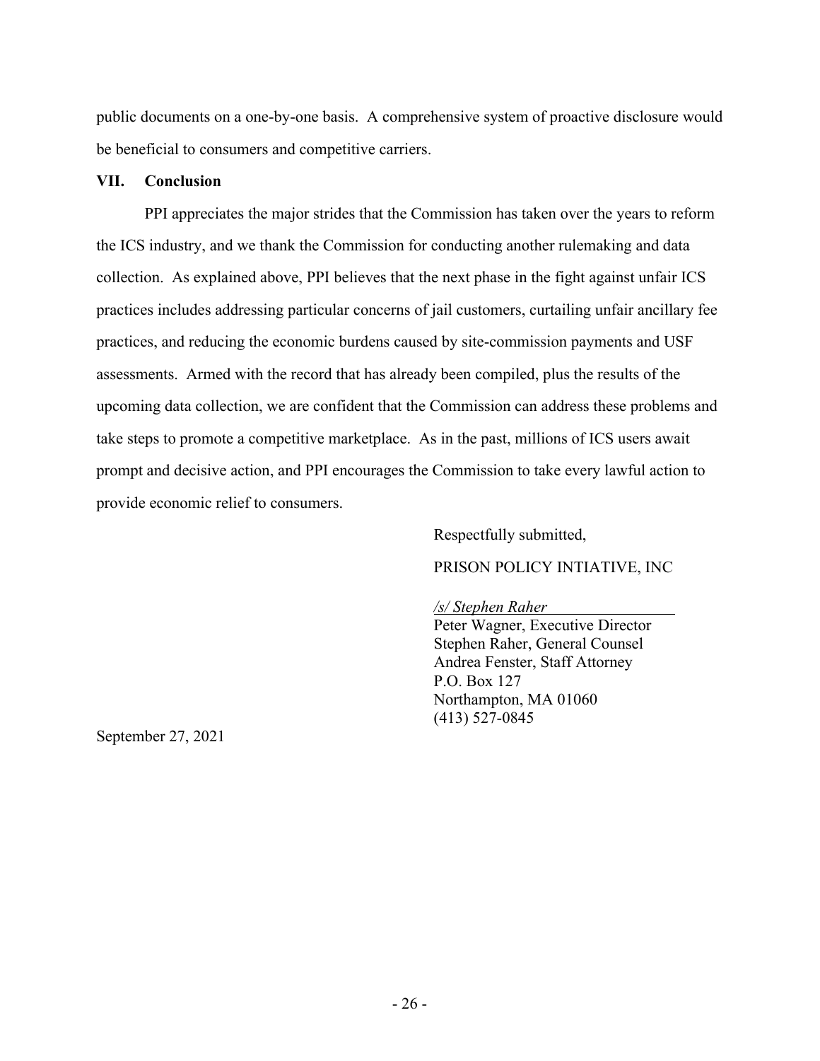public documents on a one-by-one basis. A comprehensive system of proactive disclosure would be beneficial to consumers and competitive carriers.

## VII. Conclusion

PPI appreciates the major strides that the Commission has taken over the years to reform the ICS industry, and we thank the Commission for conducting another rulemaking and data collection. As explained above, PPI believes that the next phase in the fight against unfair ICS practices includes addressing particular concerns of jail customers, curtailing unfair ancillary fee practices, and reducing the economic burdens caused by site-commission payments and USF assessments. Armed with the record that has already been compiled, plus the results of the upcoming data collection, we are confident that the Commission can address these problems and take steps to promote a competitive marketplace. As in the past, millions of ICS users await prompt and decisive action, and PPI encourages the Commission to take every lawful action to provide economic relief to consumers.

Respectfully submitted,

PRISON POLICY INTIATIVE, INC

*/s/ Stephen Raher*
Peter Wagner, Executive Director
Stephen Raher, General Counsel
Andrea Fenster, Staff Attorney
P.O. Box 127
Northampton, MA 01060
(413) 527-0845

September 27, 2021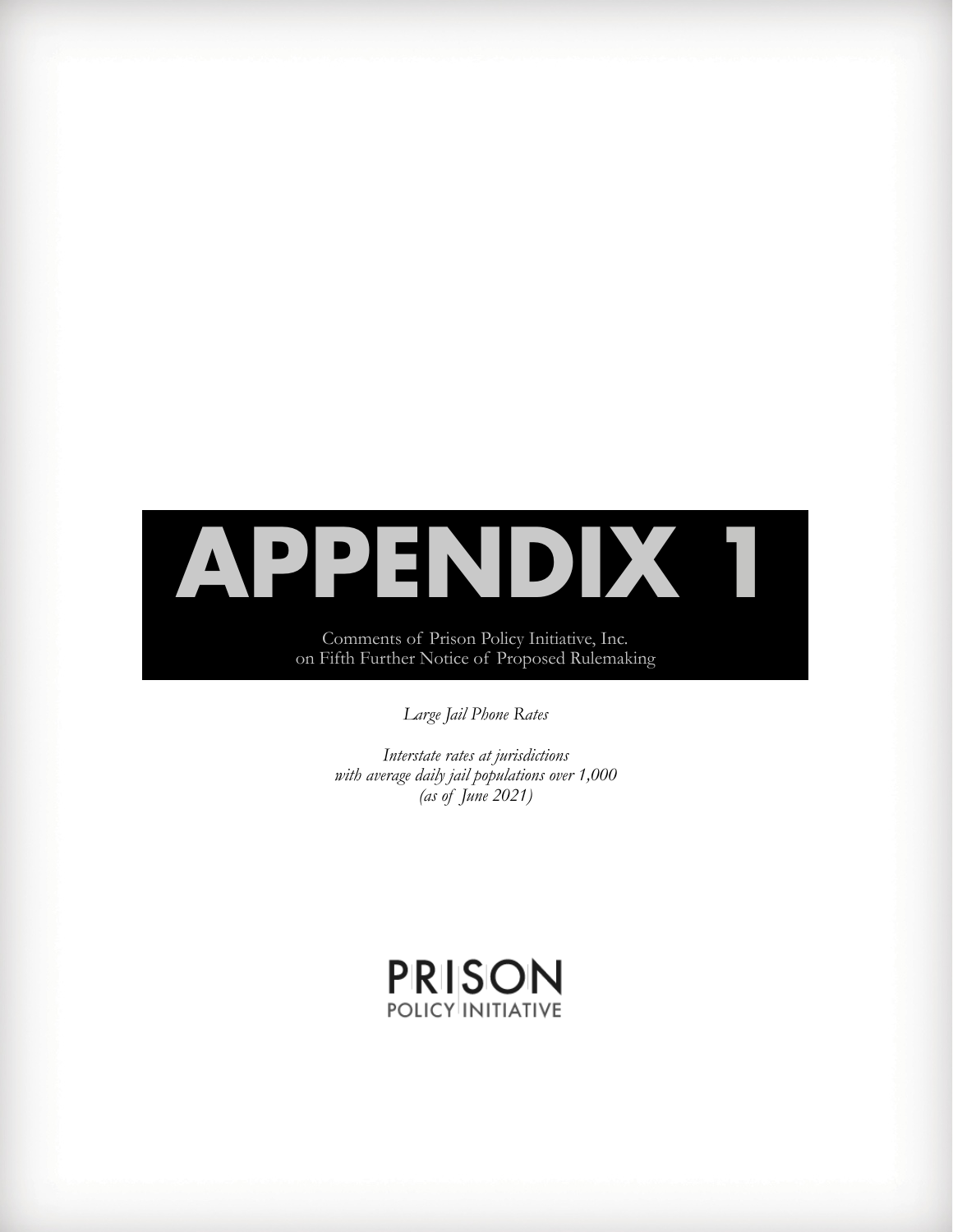# APPENDIX 1

Comments of Prison Policy Initiative, Inc.
on Fifth Further Notice of Proposed Rulemaking

*Large Jail Phone Rates*

*Interstate rates at jurisdictions*
*with average daily jail populations over 1,000*
*(as of June 2021)*

PRISON
POLICY INITIATIVE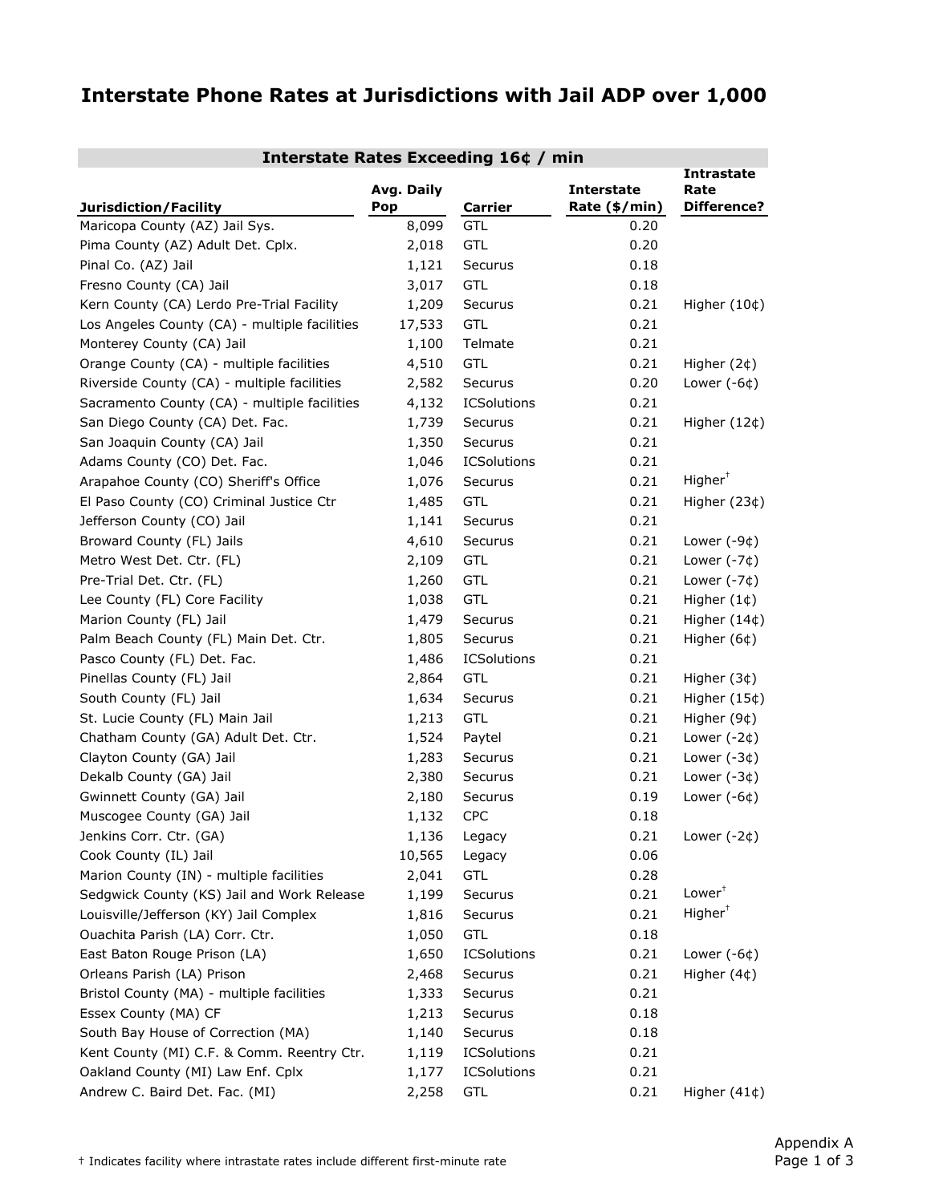# Interstate Phone Rates at Jurisdictions with Jail ADP over 1,000

| Interstate Rates Exceeding 16¢ / min | | | | |
|---|---|---|---|---|
| **Jurisdiction/Facility** | **Avg. Daily Pop** | **Carrier** | **Interstate Rate ($/min)** | **Intrastate Rate Difference?** |
| Maricopa County (AZ) Jail Sys. | 8,099 | GTL | 0.20 | |
| Pima County (AZ) Adult Det. Cplx. | 2,018 | GTL | 0.20 | |
| Pinal Co. (AZ) Jail | 1,121 | Securus | 0.18 | |
| Fresno County (CA) Jail | 3,017 | GTL | 0.18 | |
| Kern County (CA) Lerdo Pre-Trial Facility | 1,209 | Securus | 0.21 | Higher (10¢) |
| Los Angeles County (CA) - multiple facilities | 17,533 | GTL | 0.21 | |
| Monterey County (CA) Jail | 1,100 | Telmate | 0.21 | |
| Orange County (CA) - multiple facilities | 4,510 | GTL | 0.21 | Higher (2¢) |
| Riverside County (CA) - multiple facilities | 2,582 | Securus | 0.20 | Lower (-6¢) |
| Sacramento County (CA) - multiple facilities | 4,132 | ICSolutions | 0.21 | |
| San Diego County (CA) Det. Fac. | 1,739 | Securus | 0.21 | Higher (12¢) |
| San Joaquin County (CA) Jail | 1,350 | Securus | 0.21 | |
| Adams County (CO) Det. Fac. | 1,046 | ICSolutions | 0.21 | |
| Arapahoe County (CO) Sheriff's Office | 1,076 | Securus | 0.21 | Higher† |
| El Paso County (CO) Criminal Justice Ctr | 1,485 | GTL | 0.21 | Higher (23¢) |
| Jefferson County (CO) Jail | 1,141 | Securus | 0.21 | |
| Broward County (FL) Jails | 4,610 | Securus | 0.21 | Lower (-9¢) |
| Metro West Det. Ctr. (FL) | 2,109 | GTL | 0.21 | Lower (-7¢) |
| Pre-Trial Det. Ctr. (FL) | 1,260 | GTL | 0.21 | Lower (-7¢) |
| Lee County (FL) Core Facility | 1,038 | GTL | 0.21 | Higher (1¢) |
| Marion County (FL) Jail | 1,479 | Securus | 0.21 | Higher (14¢) |
| Palm Beach County (FL) Main Det. Ctr. | 1,805 | Securus | 0.21 | Higher (6¢) |
| Pasco County (FL) Det. Fac. | 1,486 | ICSolutions | 0.21 | |
| Pinellas County (FL) Jail | 2,864 | GTL | 0.21 | Higher (3¢) |
| South County (FL) Jail | 1,634 | Securus | 0.21 | Higher (15¢) |
| St. Lucie County (FL) Main Jail | 1,213 | GTL | 0.21 | Higher (9¢) |
| Chatham County (GA) Adult Det. Ctr. | 1,524 | Paytel | 0.21 | Lower (-2¢) |
| Clayton County (GA) Jail | 1,283 | Securus | 0.21 | Lower (-3¢) |
| Dekalb County (GA) Jail | 2,380 | Securus | 0.21 | Lower (-3¢) |
| Gwinnett County (GA) Jail | 2,180 | Securus | 0.19 | Lower (-6¢) |
| Muscogee County (GA) Jail | 1,132 | CPC | 0.18 | |
| Jenkins Corr. Ctr. (GA) | 1,136 | Legacy | 0.21 | Lower (-2¢) |
| Cook County (IL) Jail | 10,565 | Legacy | 0.06 | |
| Marion County (IN) - multiple facilities | 2,041 | GTL | 0.28 | |
| Sedgwick County (KS) Jail and Work Release | 1,199 | Securus | 0.21 | Lower† |
| Louisville/Jefferson (KY) Jail Complex | 1,816 | Securus | 0.21 | Higher† |
| Ouachita Parish (LA) Corr. Ctr. | 1,050 | GTL | 0.18 | |
| East Baton Rouge Prison (LA) | 1,650 | ICSolutions | 0.21 | Lower (-6¢) |
| Orleans Parish (LA) Prison | 2,468 | Securus | 0.21 | Higher (4¢) |
| Bristol County (MA) - multiple facilities | 1,333 | Securus | 0.21 | |
| Essex County (MA) CF | 1,213 | Securus | 0.18 | |
| South Bay House of Correction (MA) | 1,140 | Securus | 0.18 | |
| Kent County (MI) C.F. & Comm. Reentry Ctr. | 1,119 | ICSolutions | 0.21 | |
| Oakland County (MI) Law Enf. Cplx | 1,177 | ICSolutions | 0.21 | |
| Andrew C. Baird Det. Fac. (MI) | 2,258 | GTL | 0.21 | Higher (41¢) |

† Indicates facility where intrastate rates include different first-minute rate

Appendix A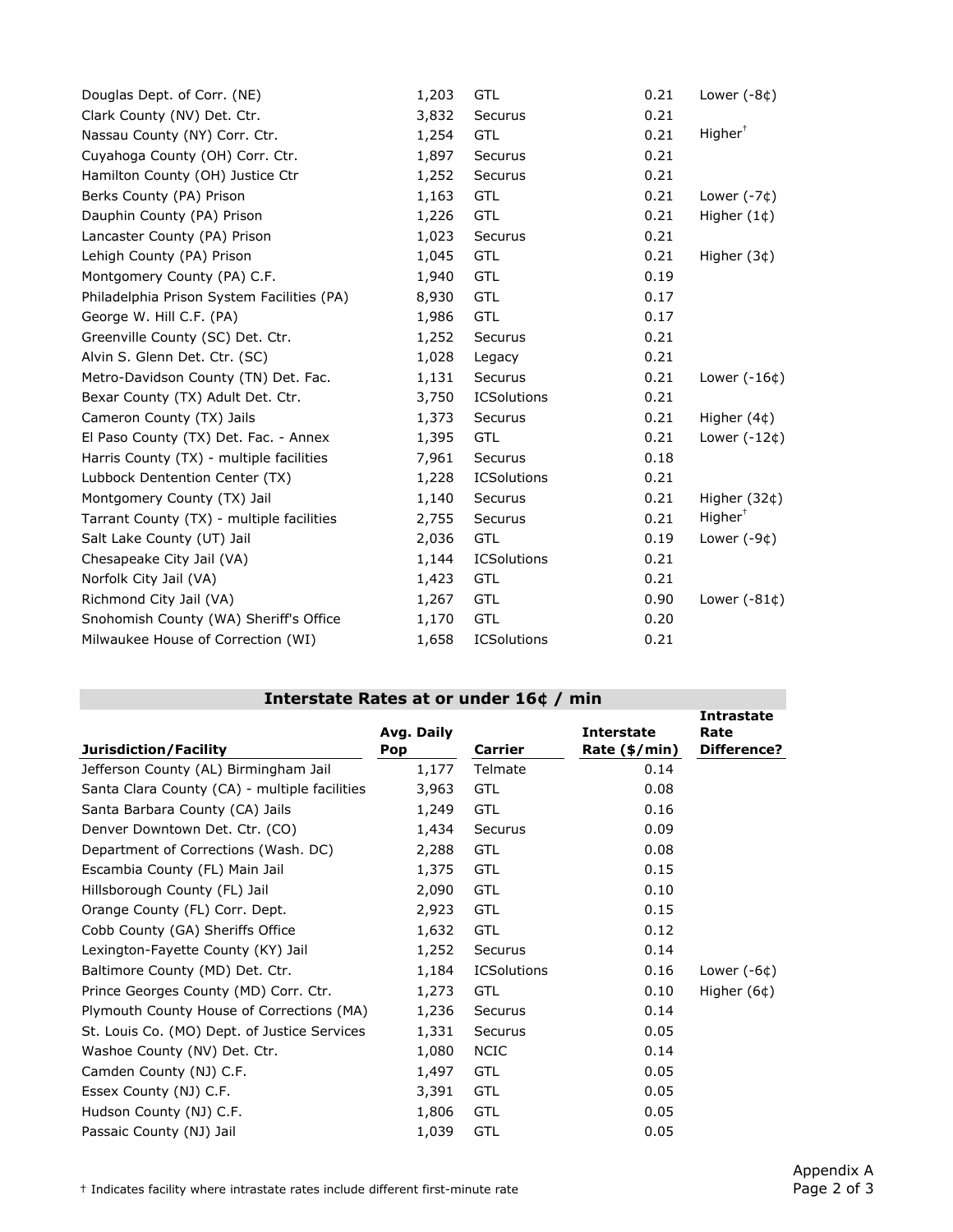| Jurisdiction/Facility | Avg. Daily Pop | Carrier | Interstate Rate ($/min) | Intrastate Rate Difference? |
|---|---|---|---|---|
| Douglas Dept. of Corr. (NE) | 1,203 | GTL | 0.21 | Lower (-8¢) |
| Clark County (NV) Det. Ctr. | 3,832 | Securus | 0.21 | |
| Nassau County (NY) Corr. Ctr. | 1,254 | GTL | 0.21 | Higher† |
| Cuyahoga County (OH) Corr. Ctr. | 1,897 | Securus | 0.21 | |
| Hamilton County (OH) Justice Ctr | 1,252 | Securus | 0.21 | |
| Berks County (PA) Prison | 1,163 | GTL | 0.21 | Lower (-7¢) |
| Dauphin County (PA) Prison | 1,226 | GTL | 0.21 | Higher (1¢) |
| Lancaster County (PA) Prison | 1,023 | Securus | 0.21 | |
| Lehigh County (PA) Prison | 1,045 | GTL | 0.21 | Higher (3¢) |
| Montgomery County (PA) C.F. | 1,940 | GTL | 0.19 | |
| Philadelphia Prison System Facilities (PA) | 8,930 | GTL | 0.17 | |
| George W. Hill C.F. (PA) | 1,986 | GTL | 0.17 | |
| Greenville County (SC) Det. Ctr. | 1,252 | Securus | 0.21 | |
| Alvin S. Glenn Det. Ctr. (SC) | 1,028 | Legacy | 0.21 | |
| Metro-Davidson County (TN) Det. Fac. | 1,131 | Securus | 0.21 | Lower (-16¢) |
| Bexar County (TX) Adult Det. Ctr. | 3,750 | ICSolutions | 0.21 | |
| Cameron County (TX) Jails | 1,373 | Securus | 0.21 | Higher (4¢) |
| El Paso County (TX) Det. Fac. - Annex | 1,395 | GTL | 0.21 | Lower (-12¢) |
| Harris County (TX) - multiple facilities | 7,961 | Securus | 0.18 | |
| Lubbock Dentention Center (TX) | 1,228 | ICSolutions | 0.21 | |
| Montgomery County (TX) Jail | 1,140 | Securus | 0.21 | Higher (32¢) |
| Tarrant County (TX) - multiple facilities | 2,755 | Securus | 0.21 | Higher† |
| Salt Lake County (UT) Jail | 2,036 | GTL | 0.19 | Lower (-9¢) |
| Chesapeake City Jail (VA) | 1,144 | ICSolutions | 0.21 | |
| Norfolk City Jail (VA) | 1,423 | GTL | 0.21 | |
| Richmond City Jail (VA) | 1,267 | GTL | 0.90 | Lower (-81¢) |
| Snohomish County (WA) Sheriff's Office | 1,170 | GTL | 0.20 | |
| Milwaukee House of Correction (WI) | 1,658 | ICSolutions | 0.21 | |

## Interstate Rates at or under 16¢ / min

| Jurisdiction/Facility | Avg. Daily Pop | Carrier | Interstate Rate ($/min) | Intrastate Rate Difference? |
|---|---|---|---|---|
| Jefferson County (AL) Birmingham Jail | 1,177 | Telmate | 0.14 | |
| Santa Clara County (CA) - multiple facilities | 3,963 | GTL | 0.08 | |
| Santa Barbara County (CA) Jails | 1,249 | GTL | 0.16 | |
| Denver Downtown Det. Ctr. (CO) | 1,434 | Securus | 0.09 | |
| Department of Corrections (Wash. DC) | 2,288 | GTL | 0.08 | |
| Escambia County (FL) Main Jail | 1,375 | GTL | 0.15 | |
| Hillsborough County (FL) Jail | 2,090 | GTL | 0.10 | |
| Orange County (FL) Corr. Dept. | 2,923 | GTL | 0.15 | |
| Cobb County (GA) Sheriffs Office | 1,632 | GTL | 0.12 | |
| Lexington-Fayette County (KY) Jail | 1,252 | Securus | 0.14 | |
| Baltimore County (MD) Det. Ctr. | 1,184 | ICSolutions | 0.16 | Lower (-6¢) |
| Prince Georges County (MD) Corr. Ctr. | 1,273 | GTL | 0.10 | Higher (6¢) |
| Plymouth County House of Corrections (MA) | 1,236 | Securus | 0.14 | |
| St. Louis Co. (MO) Dept. of Justice Services | 1,331 | Securus | 0.05 | |
| Washoe County (NV) Det. Ctr. | 1,080 | NCIC | 0.14 | |
| Camden County (NJ) C.F. | 1,497 | GTL | 0.05 | |
| Essex County (NJ) C.F. | 3,391 | GTL | 0.05 | |
| Hudson County (NJ) C.F. | 1,806 | GTL | 0.05 | |
| Passaic County (NJ) Jail | 1,039 | GTL | 0.05 | |

† Indicates facility where intrastate rates include different first-minute rate

Appendix A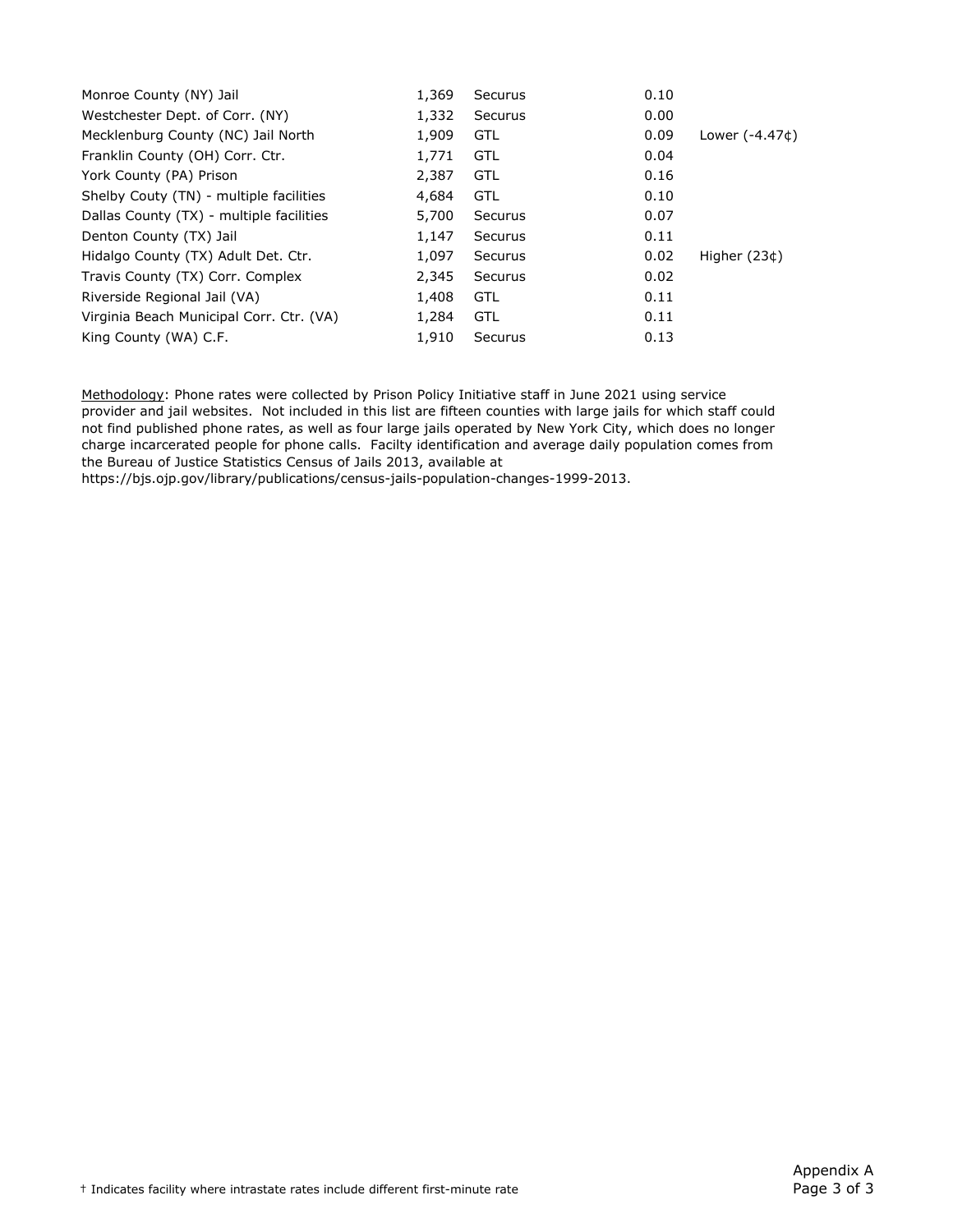| | | | | |
|---|---|---|---|---|
| Monroe County (NY) Jail | 1,369 | Securus | 0.10 | |
| Westchester Dept. of Corr. (NY) | 1,332 | Securus | 0.00 | |
| Mecklenburg County (NC) Jail North | 1,909 | GTL | 0.09 | Lower (-4.47¢) |
| Franklin County (OH) Corr. Ctr. | 1,771 | GTL | 0.04 | |
| York County (PA) Prison | 2,387 | GTL | 0.16 | |
| Shelby Couty (TN) - multiple facilities | 4,684 | GTL | 0.10 | |
| Dallas County (TX) - multiple facilities | 5,700 | Securus | 0.07 | |
| Denton County (TX) Jail | 1,147 | Securus | 0.11 | |
| Hidalgo County (TX) Adult Det. Ctr. | 1,097 | Securus | 0.02 | Higher (23¢) |
| Travis County (TX) Corr. Complex | 2,345 | Securus | 0.02 | |
| Riverside Regional Jail (VA) | 1,408 | GTL | 0.11 | |
| Virginia Beach Municipal Corr. Ctr. (VA) | 1,284 | GTL | 0.11 | |
| King County (WA) C.F. | 1,910 | Securus | 0.13 | |

Methodology: Phone rates were collected by Prison Policy Initiative staff in June 2021 using service provider and jail websites. Not included in this list are fifteen counties with large jails for which staff could not find published phone rates, as well as four large jails operated by New York City, which does no longer charge incarcerated people for phone calls. Facilty identification and average daily population comes from the Bureau of Justice Statistics Census of Jails 2013, available at https://bjs.ojp.gov/library/publications/census-jails-population-changes-1999-2013.

† Indicates facility where intrastate rates include different first-minute rate

Appendix A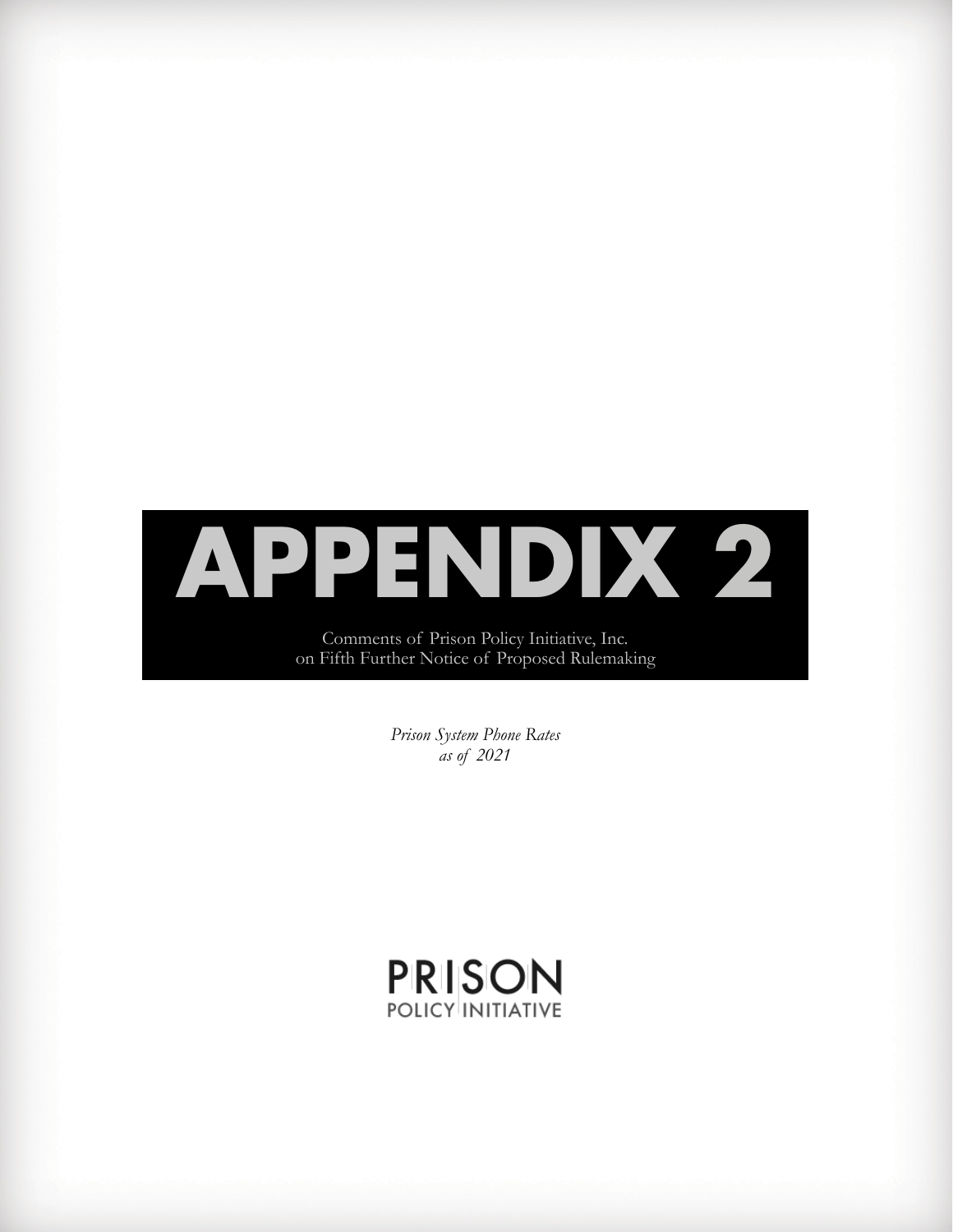# APPENDIX 2

Comments of Prison Policy Initiative, Inc.
on Fifth Further Notice of Proposed Rulemaking

*Prison System Phone Rates*
*as of 2021*

PRISON
POLICY INITIATIVE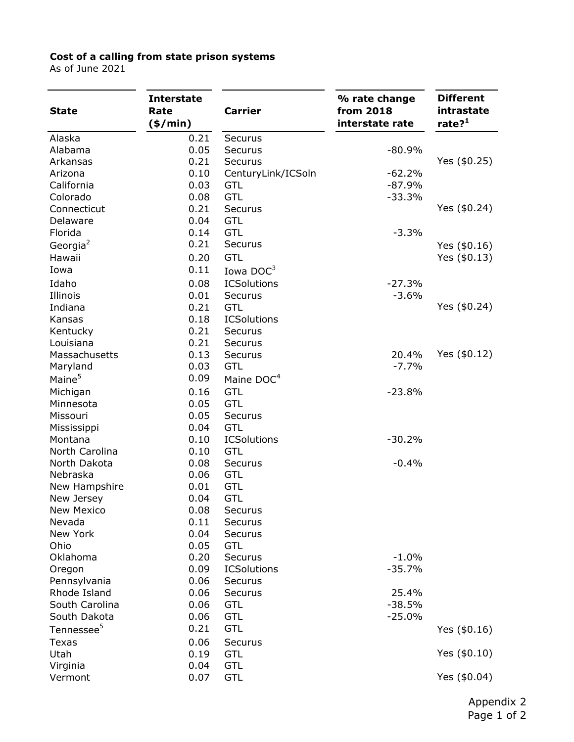**Cost of a calling from state prison systems**
As of June 2021

| State | Interstate Rate ($/min) | Carrier | % rate change from 2018 interstate rate | Different intrastate rate?[1] |
|---|---|---|---|---|
| Alaska | 0.21 | Securus | | |
| Alabama | 0.05 | Securus | -80.9% | |
| Arkansas | 0.21 | Securus | | Yes ($0.25) |
| Arizona | 0.10 | CenturyLink/ICSoln | -62.2% | |
| California | 0.03 | GTL | -87.9% | |
| Colorado | 0.08 | GTL | -33.3% | |
| Connecticut | 0.21 | Securus | | Yes ($0.24) |
| Delaware | 0.04 | GTL | | |
| Florida | 0.14 | GTL | -3.3% | |
| Georgia[2] | 0.21 | Securus | | Yes ($0.16) |
| Hawaii | 0.20 | GTL | | Yes ($0.13) |
| Iowa | 0.11 | Iowa DOC[3] | | |
| Idaho | 0.08 | ICSolutions | -27.3% | |
| Illinois | 0.01 | Securus | -3.6% | |
| Indiana | 0.21 | GTL | | Yes ($0.24) |
| Kansas | 0.18 | ICSolutions | | |
| Kentucky | 0.21 | Securus | | |
| Louisiana | 0.21 | Securus | | |
| Massachusetts | 0.13 | Securus | 20.4% | Yes ($0.12) |
| Maryland | 0.03 | GTL | -7.7% | |
| Maine[5] | 0.09 | Maine DOC[4] | | |
| Michigan | 0.16 | GTL | -23.8% | |
| Minnesota | 0.05 | GTL | | |
| Missouri | 0.05 | Securus | | |
| Mississippi | 0.04 | GTL | | |
| Montana | 0.10 | ICSolutions | -30.2% | |
| North Carolina | 0.10 | GTL | | |
| North Dakota | 0.08 | Securus | -0.4% | |
| Nebraska | 0.06 | GTL | | |
| New Hampshire | 0.01 | GTL | | |
| New Jersey | 0.04 | GTL | | |
| New Mexico | 0.08 | Securus | | |
| Nevada | 0.11 | Securus | | |
| New York | 0.04 | Securus | | |
| Ohio | 0.05 | GTL | | |
| Oklahoma | 0.20 | Securus | -1.0% | |
| Oregon | 0.09 | ICSolutions | -35.7% | |
| Pennsylvania | 0.06 | Securus | | |
| Rhode Island | 0.06 | Securus | 25.4% | |
| South Carolina | 0.06 | GTL | -38.5% | |
| South Dakota | 0.06 | GTL | -25.0% | |
| Tennessee[5] | 0.21 | GTL | | Yes ($0.16) |
| Texas | 0.06 | Securus | | |
| Utah | 0.19 | GTL | | Yes ($0.10) |
| Virginia | 0.04 | GTL | | |
| Vermont | 0.07 | GTL | | Yes ($0.04) |

Appendix 2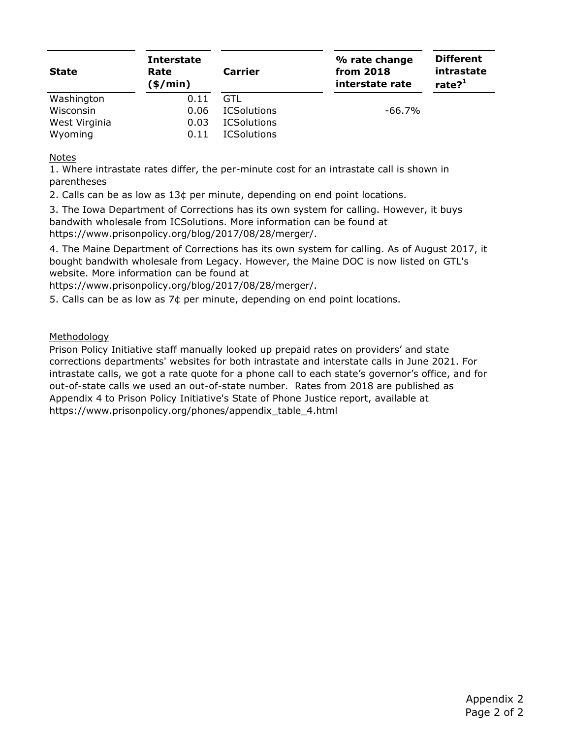| State | Interstate Rate ($/min) | Carrier | % rate change from 2018 interstate rate | Different intrastate rate?[1] |
|---|---|---|---|---|
| Washington | 0.11 | GTL | | |
| Wisconsin | 0.06 | ICSolutions | -66.7% | |
| West Virginia | 0.03 | ICSolutions | | |
| Wyoming | 0.11 | ICSolutions | | |

Notes

1. Where intrastate rates differ, the per-minute cost for an intrastate call is shown in parentheses
2. Calls can be as low as 13¢ per minute, depending on end point locations.
3. The Iowa Department of Corrections has its own system for calling. However, it buys bandwith wholesale from ICSolutions. More information can be found at https://www.prisonpolicy.org/blog/2017/08/28/merger/.
4. The Maine Department of Corrections has its own system for calling. As of August 2017, it bought bandwith wholesale from Legacy. However, the Maine DOC is now listed on GTL's website. More information can be found at https://www.prisonpolicy.org/blog/2017/08/28/merger/.
5. Calls can be as low as 7¢ per minute, depending on end point locations.

Methodology

Prison Policy Initiative staff manually looked up prepaid rates on providers' and state corrections departments' websites for both intrastate and interstate calls in June 2021. For intrastate calls, we got a rate quote for a phone call to each state's governor's office, and for out-of-state calls we used an out-of-state number. Rates from 2018 are published as Appendix 4 to Prison Policy Initiative's State of Phone Justice report, available at https://www.prisonpolicy.org/phones/appendix_table_4.html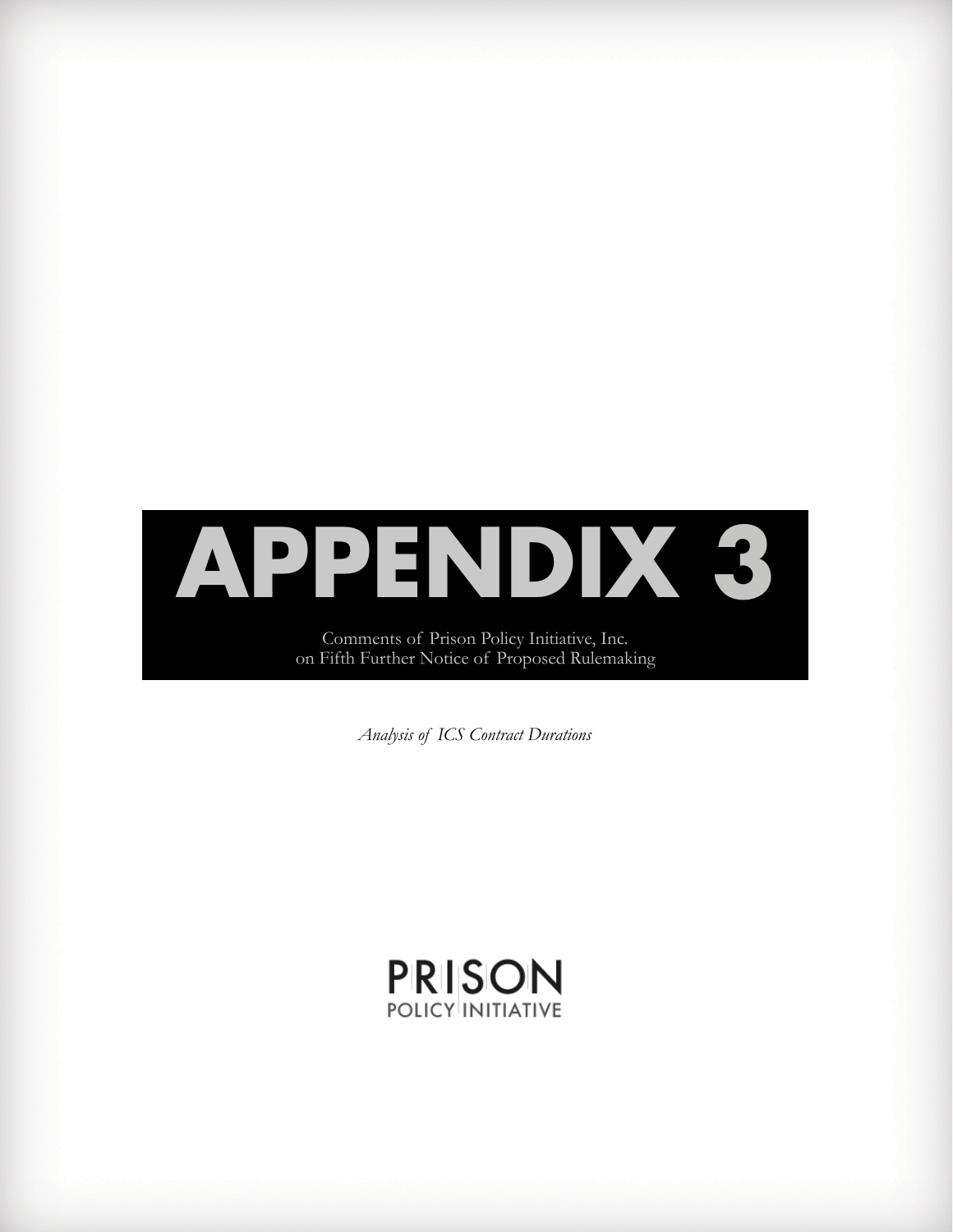# APPENDIX 3

Comments of Prison Policy Initiative, Inc.
on Fifth Further Notice of Proposed Rulemaking

*Analysis of ICS Contract Durations*

PRISON
POLICY INITIATIVE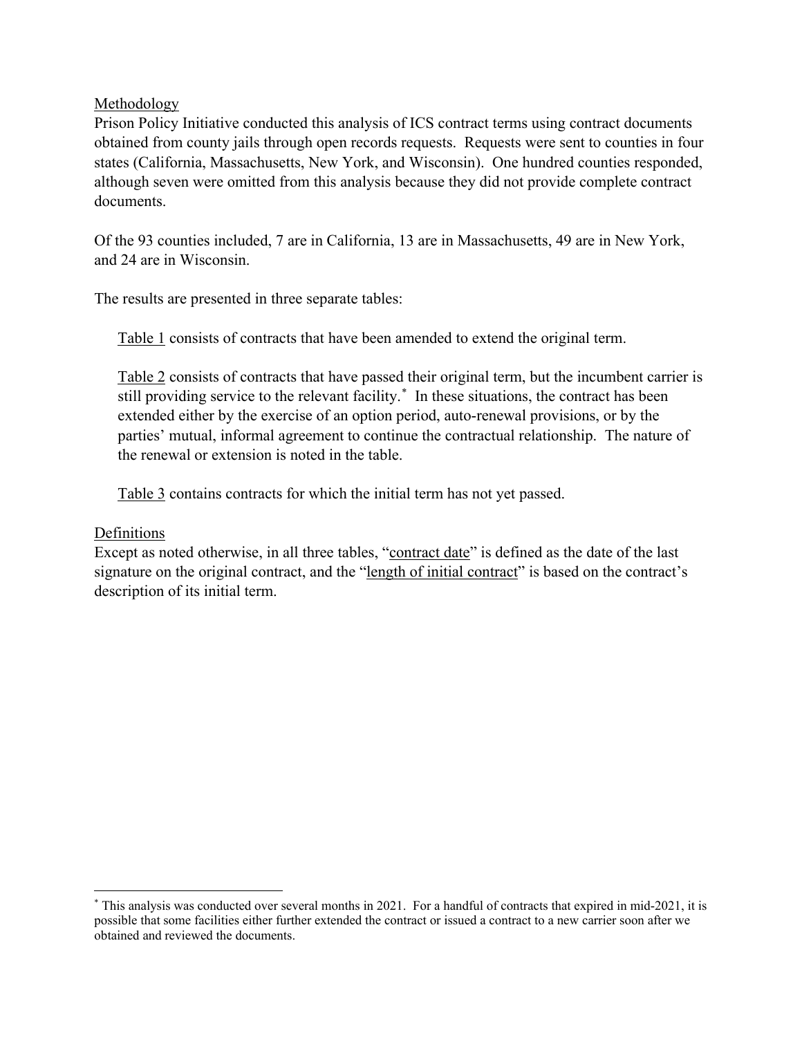Methodology

Prison Policy Initiative conducted this analysis of ICS contract terms using contract documents obtained from county jails through open records requests. Requests were sent to counties in four states (California, Massachusetts, New York, and Wisconsin). One hundred counties responded, although seven were omitted from this analysis because they did not provide complete contract documents.

Of the 93 counties included, 7 are in California, 13 are in Massachusetts, 49 are in New York, and 24 are in Wisconsin.

The results are presented in three separate tables:

> Table 1 consists of contracts that have been amended to extend the original term.
>
> Table 2 consists of contracts that have passed their original term, but the incumbent carrier is still providing service to the relevant facility.* In these situations, the contract has been extended either by the exercise of an option period, auto-renewal provisions, or by the parties' mutual, informal agreement to continue the contractual relationship. The nature of the renewal or extension is noted in the table.
>
> Table 3 contains contracts for which the initial term has not yet passed.

Definitions

Except as noted otherwise, in all three tables, "contract date" is defined as the date of the last signature on the original contract, and the "length of initial contract" is based on the contract's description of its initial term.

---

* This analysis was conducted over several months in 2021. For a handful of contracts that expired in mid-2021, it is possible that some facilities either further extended the contract or issued a contract to a new carrier soon after we obtained and reviewed the documents.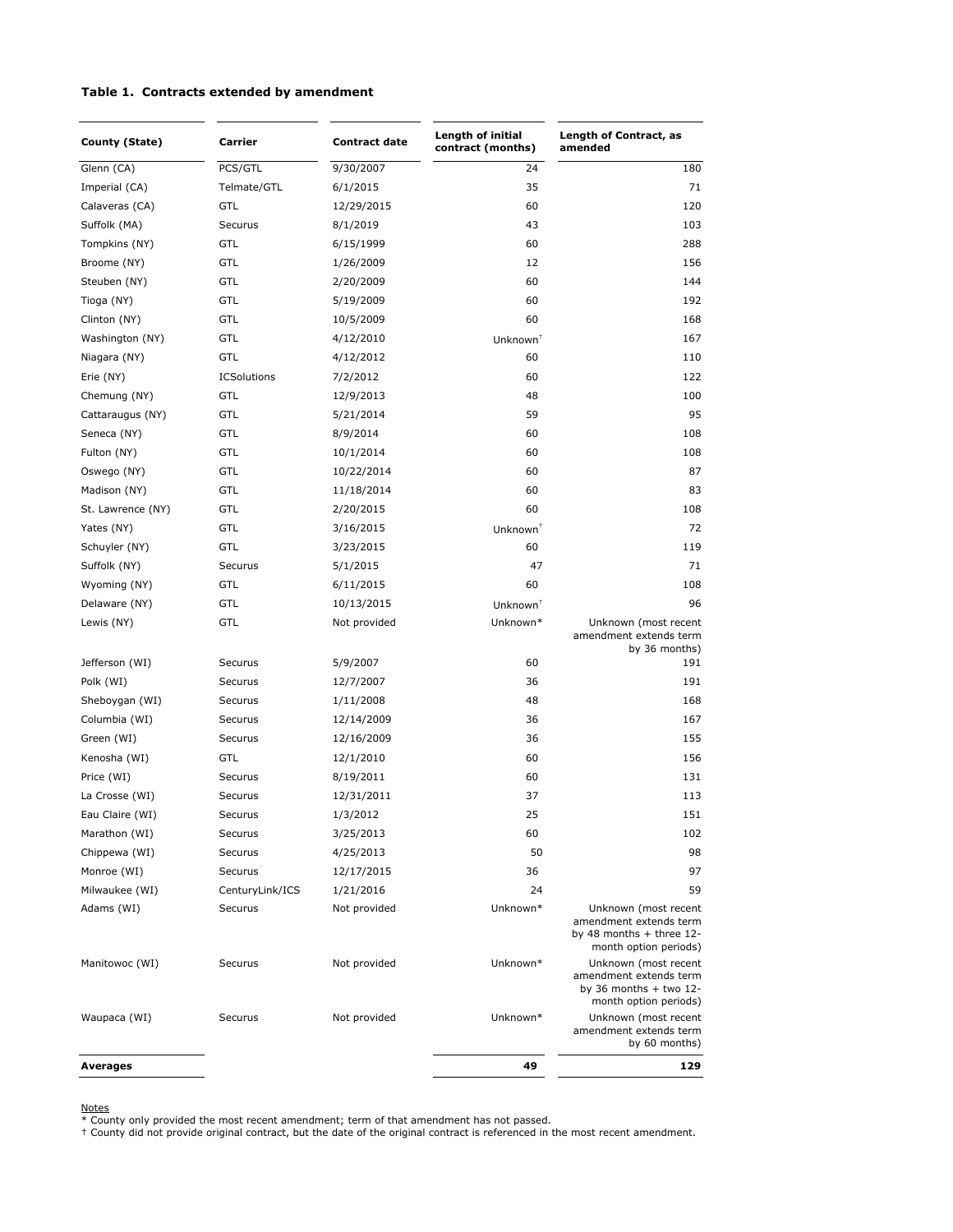**Table 1. Contracts extended by amendment**

| County (State) | Carrier | Contract date | Length of initial contract (months) | Length of Contract, as amended |
|---|---|---|---|---|
| Glenn (CA) | PCS/GTL | 9/30/2007 | 24 | 180 |
| Imperial (CA) | Telmate/GTL | 6/1/2015 | 35 | 71 |
| Calaveras (CA) | GTL | 12/29/2015 | 60 | 120 |
| Suffolk (MA) | Securus | 8/1/2019 | 43 | 103 |
| Tompkins (NY) | GTL | 6/15/1999 | 60 | 288 |
| Broome (NY) | GTL | 1/26/2009 | 12 | 156 |
| Steuben (NY) | GTL | 2/20/2009 | 60 | 144 |
| Tioga (NY) | GTL | 5/19/2009 | 60 | 192 |
| Clinton (NY) | GTL | 10/5/2009 | 60 | 168 |
| Washington (NY) | GTL | 4/12/2010 | Unknown† | 167 |
| Niagara (NY) | GTL | 4/12/2012 | 60 | 110 |
| Erie (NY) | ICSolutions | 7/2/2012 | 60 | 122 |
| Chemung (NY) | GTL | 12/9/2013 | 48 | 100 |
| Cattaraugus (NY) | GTL | 5/21/2014 | 59 | 95 |
| Seneca (NY) | GTL | 8/9/2014 | 60 | 108 |
| Fulton (NY) | GTL | 10/1/2014 | 60 | 108 |
| Oswego (NY) | GTL | 10/22/2014 | 60 | 87 |
| Madison (NY) | GTL | 11/18/2014 | 60 | 83 |
| St. Lawrence (NY) | GTL | 2/20/2015 | 60 | 108 |
| Yates (NY) | GTL | 3/16/2015 | Unknown† | 72 |
| Schuyler (NY) | GTL | 3/23/2015 | 60 | 119 |
| Suffolk (NY) | Securus | 5/1/2015 | 47 | 71 |
| Wyoming (NY) | GTL | 6/11/2015 | 60 | 108 |
| Delaware (NY) | GTL | 10/13/2015 | Unknown† | 96 |
| Lewis (NY) | GTL | Not provided | Unknown* | Unknown (most recent amendment extends term by 36 months) |
| Jefferson (WI) | Securus | 5/9/2007 | 60 | 191 |
| Polk (WI) | Securus | 12/7/2007 | 36 | 191 |
| Sheboygan (WI) | Securus | 1/11/2008 | 48 | 168 |
| Columbia (WI) | Securus | 12/14/2009 | 36 | 167 |
| Green (WI) | Securus | 12/16/2009 | 36 | 155 |
| Kenosha (WI) | GTL | 12/1/2010 | 60 | 156 |
| Price (WI) | Securus | 8/19/2011 | 60 | 131 |
| La Crosse (WI) | Securus | 12/31/2011 | 37 | 113 |
| Eau Claire (WI) | Securus | 1/3/2012 | 25 | 151 |
| Marathon (WI) | Securus | 3/25/2013 | 60 | 102 |
| Chippewa (WI) | Securus | 4/25/2013 | 50 | 98 |
| Monroe (WI) | Securus | 12/17/2015 | 36 | 97 |
| Milwaukee (WI) | CenturyLink/ICS | 1/21/2016 | 24 | 59 |
| Adams (WI) | Securus | Not provided | Unknown* | Unknown (most recent amendment extends term by 48 months + three 12-month option periods) |
| Manitowoc (WI) | Securus | Not provided | Unknown* | Unknown (most recent amendment extends term by 36 months + two 12-month option periods) |
| Waupaca (WI) | Securus | Not provided | Unknown* | Unknown (most recent amendment extends term by 60 months) |
| **Averages** | | | **49** | **129** |

Notes

\* County only provided the most recent amendment; term of that amendment has not passed.

† County did not provide original contract, but the date of the original contract is referenced in the most recent amendment.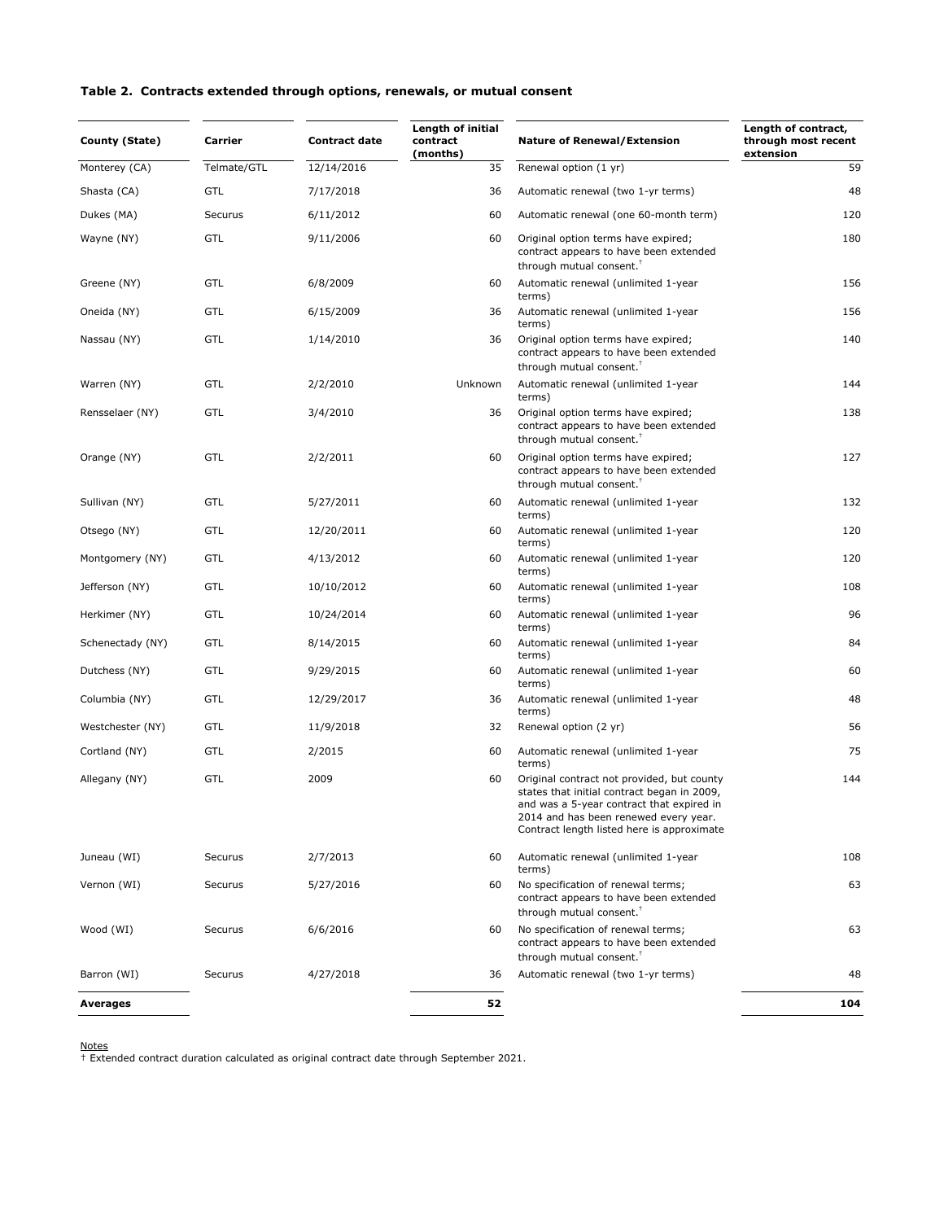### Table 2. Contracts extended through options, renewals, or mutual consent

| County (State) | Carrier | Contract date | Length of initial contract (months) | Nature of Renewal/Extension | Length of contract, through most recent extension |
|---|---|---|---|---|---|
| Monterey (CA) | Telmate/GTL | 12/14/2016 | 35 | Renewal option (1 yr) | 59 |
| Shasta (CA) | GTL | 7/17/2018 | 36 | Automatic renewal (two 1-yr terms) | 48 |
| Dukes (MA) | Securus | 6/11/2012 | 60 | Automatic renewal (one 60-month term) | 120 |
| Wayne (NY) | GTL | 9/11/2006 | 60 | Original option terms have expired; contract appears to have been extended through mutual consent.† | 180 |
| Greene (NY) | GTL | 6/8/2009 | 60 | Automatic renewal (unlimited 1-year terms) | 156 |
| Oneida (NY) | GTL | 6/15/2009 | 36 | Automatic renewal (unlimited 1-year terms) | 156 |
| Nassau (NY) | GTL | 1/14/2010 | 36 | Original option terms have expired; contract appears to have been extended through mutual consent.† | 140 |
| Warren (NY) | GTL | 2/2/2010 | Unknown | Automatic renewal (unlimited 1-year terms) | 144 |
| Rensselaer (NY) | GTL | 3/4/2010 | 36 | Original option terms have expired; contract appears to have been extended through mutual consent.† | 138 |
| Orange (NY) | GTL | 2/2/2011 | 60 | Original option terms have expired; contract appears to have been extended through mutual consent.† | 127 |
| Sullivan (NY) | GTL | 5/27/2011 | 60 | Automatic renewal (unlimited 1-year terms) | 132 |
| Otsego (NY) | GTL | 12/20/2011 | 60 | Automatic renewal (unlimited 1-year terms) | 120 |
| Montgomery (NY) | GTL | 4/13/2012 | 60 | Automatic renewal (unlimited 1-year terms) | 120 |
| Jefferson (NY) | GTL | 10/10/2012 | 60 | Automatic renewal (unlimited 1-year terms) | 108 |
| Herkimer (NY) | GTL | 10/24/2014 | 60 | Automatic renewal (unlimited 1-year terms) | 96 |
| Schenectady (NY) | GTL | 8/14/2015 | 60 | Automatic renewal (unlimited 1-year terms) | 84 |
| Dutchess (NY) | GTL | 9/29/2015 | 60 | Automatic renewal (unlimited 1-year terms) | 60 |
| Columbia (NY) | GTL | 12/29/2017 | 36 | Automatic renewal (unlimited 1-year terms) | 48 |
| Westchester (NY) | GTL | 11/9/2018 | 32 | Renewal option (2 yr) | 56 |
| Cortland (NY) | GTL | 2/2015 | 60 | Automatic renewal (unlimited 1-year terms) | 75 |
| Allegany (NY) | GTL | 2009 | 60 | Original contract not provided, but county states that initial contract began in 2009, and was a 5-year contract that expired in 2014 and has been renewed every year. Contract length listed here is approximate | 144 |
| Juneau (WI) | Securus | 2/7/2013 | 60 | Automatic renewal (unlimited 1-year terms) | 108 |
| Vernon (WI) | Securus | 5/27/2016 | 60 | No specification of renewal terms; contract appears to have been extended through mutual consent.† | 63 |
| Wood (WI) | Securus | 6/6/2016 | 60 | No specification of renewal terms; contract appears to have been extended through mutual consent.† | 63 |
| Barron (WI) | Securus | 4/27/2018 | 36 | Automatic renewal (two 1-yr terms) | 48 |
| **Averages** | | | **52** | | **104** |

Notes

† Extended contract duration calculated as original contract date through September 2021.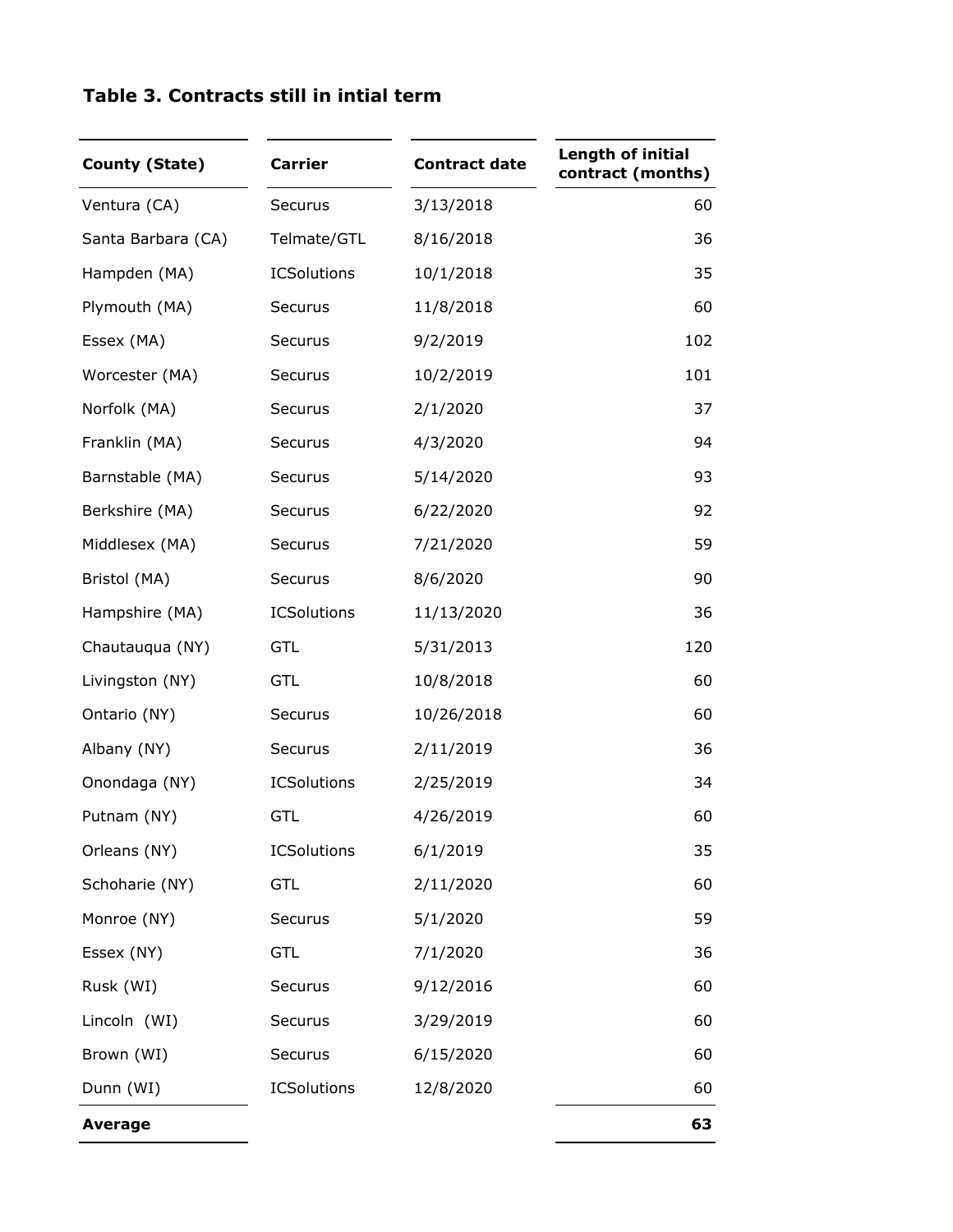### Table 3. Contracts still in intial term

| County (State) | Carrier | Contract date | Length of initial contract (months) |
|---|---|---|---|
| Ventura (CA) | Securus | 3/13/2018 | 60 |
| Santa Barbara (CA) | Telmate/GTL | 8/16/2018 | 36 |
| Hampden (MA) | ICSolutions | 10/1/2018 | 35 |
| Plymouth (MA) | Securus | 11/8/2018 | 60 |
| Essex (MA) | Securus | 9/2/2019 | 102 |
| Worcester (MA) | Securus | 10/2/2019 | 101 |
| Norfolk (MA) | Securus | 2/1/2020 | 37 |
| Franklin (MA) | Securus | 4/3/2020 | 94 |
| Barnstable (MA) | Securus | 5/14/2020 | 93 |
| Berkshire (MA) | Securus | 6/22/2020 | 92 |
| Middlesex (MA) | Securus | 7/21/2020 | 59 |
| Bristol (MA) | Securus | 8/6/2020 | 90 |
| Hampshire (MA) | ICSolutions | 11/13/2020 | 36 |
| Chautauqua (NY) | GTL | 5/31/2013 | 120 |
| Livingston (NY) | GTL | 10/8/2018 | 60 |
| Ontario (NY) | Securus | 10/26/2018 | 60 |
| Albany (NY) | Securus | 2/11/2019 | 36 |
| Onondaga (NY) | ICSolutions | 2/25/2019 | 34 |
| Putnam (NY) | GTL | 4/26/2019 | 60 |
| Orleans (NY) | ICSolutions | 6/1/2019 | 35 |
| Schoharie (NY) | GTL | 2/11/2020 | 60 |
| Monroe (NY) | Securus | 5/1/2020 | 59 |
| Essex (NY) | GTL | 7/1/2020 | 36 |
| Rusk (WI) | Securus | 9/12/2016 | 60 |
| Lincoln (WI) | Securus | 3/29/2019 | 60 |
| Brown (WI) | Securus | 6/15/2020 | 60 |
| Dunn (WI) | ICSolutions | 12/8/2020 | 60 |
| **Average** | | | **63** |